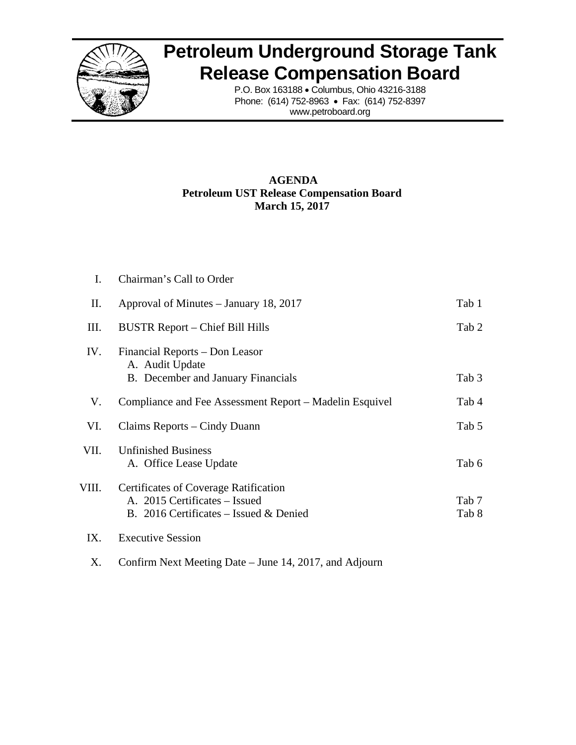# Petroleum Underground Storage Tank Release Compensation Board

P.O. Box 163188 • Columbus, Ohio 43216-3188
Phone: (614) 752-8963 • Fax: (614) 752-8397
www.petroboard.org

**AGENDA**
**Petroleum UST Release Compensation Board**
**March 15, 2017**

| | | |
|---|---|---|
| I. | Chairman's Call to Order | |
| II. | Approval of Minutes – January 18, 2017 | Tab 1 |
| III. | BUSTR Report – Chief Bill Hills | Tab 2 |
| IV. | Financial Reports – Don Leasor<br>A. Audit Update<br>B. December and January Financials | Tab 3 |
| V. | Compliance and Fee Assessment Report – Madelin Esquivel | Tab 4 |
| VI. | Claims Reports – Cindy Duann | Tab 5 |
| VII. | Unfinished Business<br>A. Office Lease Update | Tab 6 |
| VIII. | Certificates of Coverage Ratification<br>A. 2015 Certificates – Issued<br>B. 2016 Certificates – Issued & Denied | Tab 7<br>Tab 8 |
| IX. | Executive Session | |
| X. | Confirm Next Meeting Date – June 14, 2017, and Adjourn | |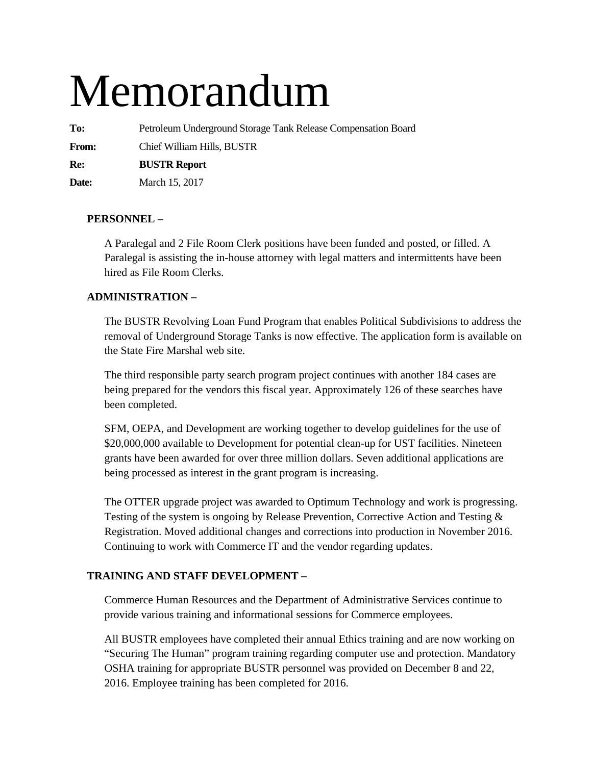# Memorandum

**To:** Petroleum Underground Storage Tank Release Compensation Board

**From:** Chief William Hills, BUSTR

**Re:** **BUSTR Report**

**Date:** March 15, 2017

**PERSONNEL –**

A Paralegal and 2 File Room Clerk positions have been funded and posted, or filled. A Paralegal is assisting the in-house attorney with legal matters and intermittents have been hired as File Room Clerks.

**ADMINISTRATION –**

The BUSTR Revolving Loan Fund Program that enables Political Subdivisions to address the removal of Underground Storage Tanks is now effective. The application form is available on the State Fire Marshal web site.

The third responsible party search program project continues with another 184 cases are being prepared for the vendors this fiscal year. Approximately 126 of these searches have been completed.

SFM, OEPA, and Development are working together to develop guidelines for the use of $20,000,000 available to Development for potential clean-up for UST facilities. Nineteen grants have been awarded for over three million dollars. Seven additional applications are being processed as interest in the grant program is increasing.

The OTTER upgrade project was awarded to Optimum Technology and work is progressing. Testing of the system is ongoing by Release Prevention, Corrective Action and Testing & Registration. Moved additional changes and corrections into production in November 2016. Continuing to work with Commerce IT and the vendor regarding updates.

**TRAINING AND STAFF DEVELOPMENT –**

Commerce Human Resources and the Department of Administrative Services continue to provide various training and informational sessions for Commerce employees.

All BUSTR employees have completed their annual Ethics training and are now working on "Securing The Human" program training regarding computer use and protection. Mandatory OSHA training for appropriate BUSTR personnel was provided on December 8 and 22, 2016. Employee training has been completed for 2016.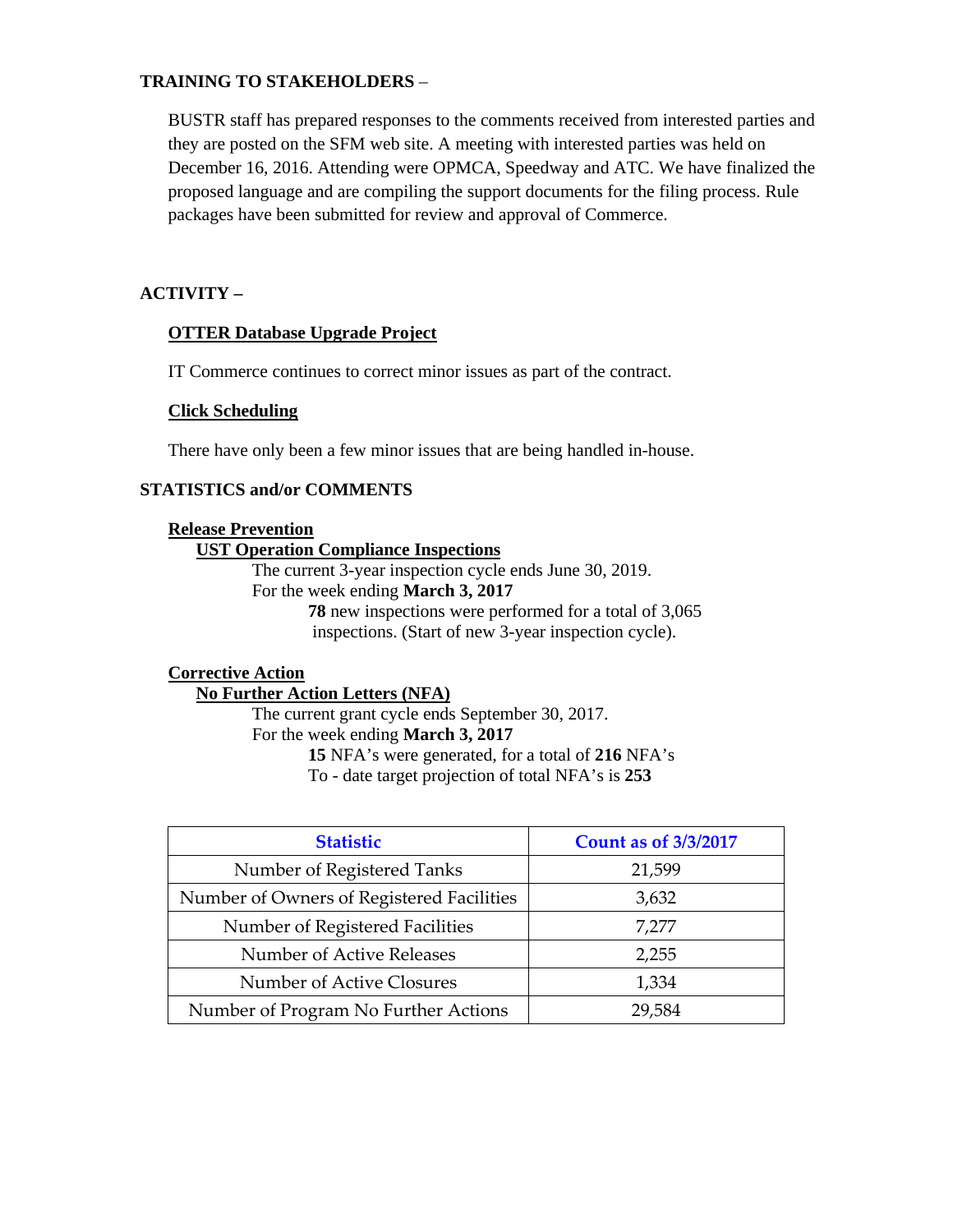**TRAINING TO STAKEHOLDERS** –

BUSTR staff has prepared responses to the comments received from interested parties and they are posted on the SFM web site. A meeting with interested parties was held on December 16, 2016. Attending were OPMCA, Speedway and ATC. We have finalized the proposed language and are compiling the support documents for the filing process. Rule packages have been submitted for review and approval of Commerce.

**ACTIVITY –**

**OTTER Database Upgrade Project**

IT Commerce continues to correct minor issues as part of the contract.

**Click Scheduling**

There have only been a few minor issues that are being handled in-house.

**STATISTICS and/or COMMENTS**

**Release Prevention**

**UST Operation Compliance Inspections**

The current 3-year inspection cycle ends June 30, 2019.

For the week ending **March 3, 2017**

**78** new inspections were performed for a total of 3,065 inspections. (Start of new 3-year inspection cycle).

**Corrective Action**

**No Further Action Letters (NFA)**

The current grant cycle ends September 30, 2017.

For the week ending **March 3, 2017**

**15** NFA's were generated, for a total of **216** NFA's

To - date target projection of total NFA's is **253**

| Statistic | Count as of 3/3/2017 |
|---|---|
| Number of Registered Tanks | 21,599 |
| Number of Owners of Registered Facilities | 3,632 |
| Number of Registered Facilities | 7,277 |
| Number of Active Releases | 2,255 |
| Number of Active Closures | 1,334 |
| Number of Program No Further Actions | 29,584 |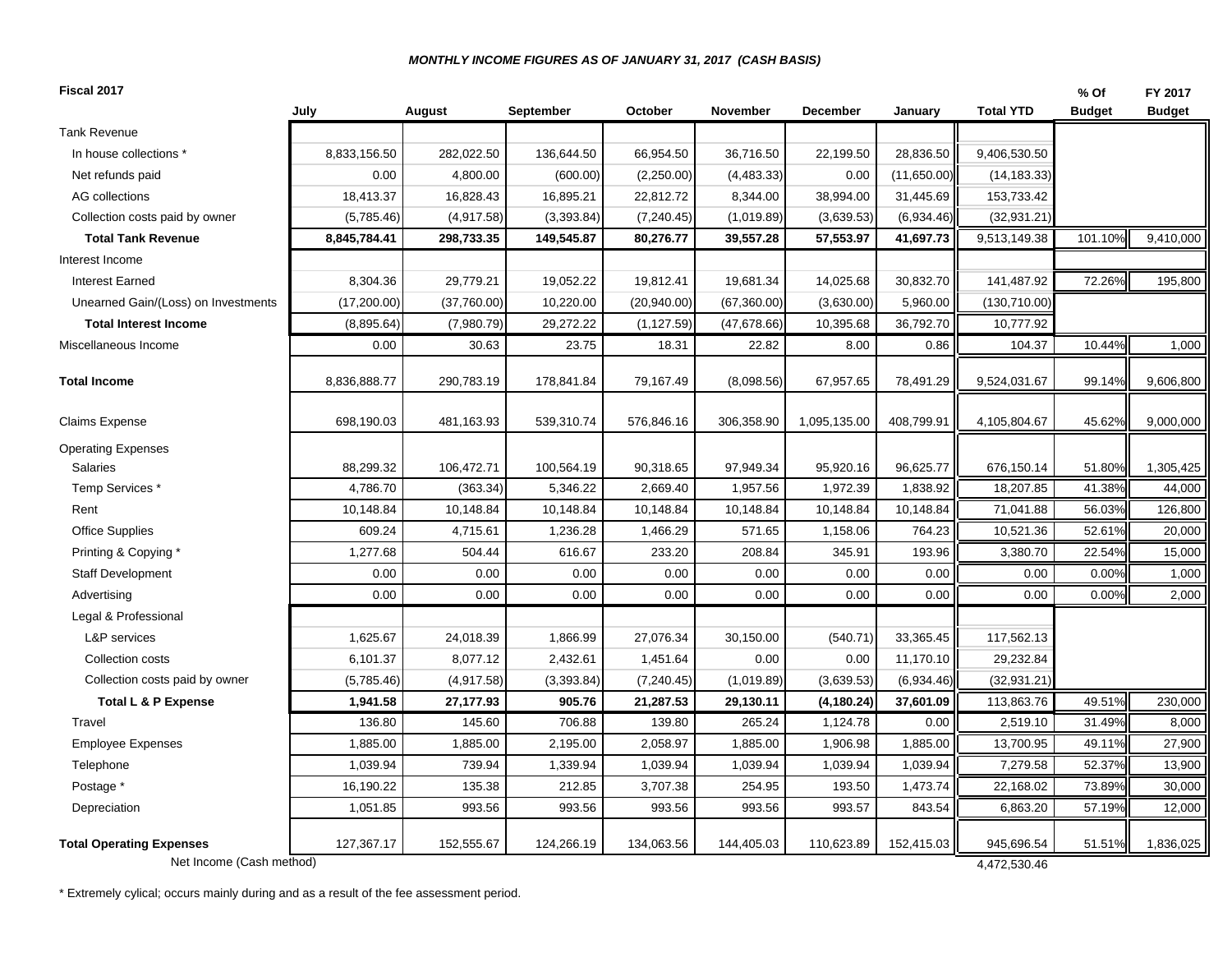***MONTHLY INCOME FIGURES AS OF JANUARY 31, 2017 (CASH BASIS)***

| Fiscal 2017 | July | August | September | October | November | December | January | Total YTD | % Of Budget | FY 2017 Budget |
|---|---|---|---|---|---|---|---|---|---|---|
| Tank Revenue | | | | | | | | | | |
| In house collections * | 8,833,156.50 | 282,022.50 | 136,644.50 | 66,954.50 | 36,716.50 | 22,199.50 | 28,836.50 | 9,406,530.50 | | |
| Net refunds paid | 0.00 | 4,800.00 | (600.00) | (2,250.00) | (4,483.33) | 0.00 | (11,650.00) | (14,183.33) | | |
| AG collections | 18,413.37 | 16,828.43 | 16,895.21 | 22,812.72 | 8,344.00 | 38,994.00 | 31,445.69 | 153,733.42 | | |
| Collection costs paid by owner | (5,785.46) | (4,917.58) | (3,393.84) | (7,240.45) | (1,019.89) | (3,639.53) | (6,934.46) | (32,931.21) | | |
| **Total Tank Revenue** | **8,845,784.41** | **298,733.35** | **149,545.87** | **80,276.77** | **39,557.28** | **57,553.97** | **41,697.73** | 9,513,149.38 | 101.10% | 9,410,000 |
| Interest Income | | | | | | | | | | |
| Interest Earned | 8,304.36 | 29,779.21 | 19,052.22 | 19,812.41 | 19,681.34 | 14,025.68 | 30,832.70 | 141,487.92 | 72.26% | 195,800 |
| Unearned Gain/(Loss) on Investments | (17,200.00) | (37,760.00) | 10,220.00 | (20,940.00) | (67,360.00) | (3,630.00) | 5,960.00 | (130,710.00) | | |
| **Total Interest Income** | (8,895.64) | (7,980.79) | 29,272.22 | (1,127.59) | (47,678.66) | 10,395.68 | 36,792.70 | 10,777.92 | | |
| Miscellaneous Income | 0.00 | 30.63 | 23.75 | 18.31 | 22.82 | 8.00 | 0.86 | 104.37 | 10.44% | 1,000 |
| **Total Income** | 8,836,888.77 | 290,783.19 | 178,841.84 | 79,167.49 | (8,098.56) | 67,957.65 | 78,491.29 | 9,524,031.67 | 99.14% | 9,606,800 |
| Claims Expense | 698,190.03 | 481,163.93 | 539,310.74 | 576,846.16 | 306,358.90 | 1,095,135.00 | 408,799.91 | 4,105,804.67 | 45.62% | 9,000,000 |
| Operating Expenses | | | | | | | | | | |
| Salaries | 88,299.32 | 106,472.71 | 100,564.19 | 90,318.65 | 97,949.34 | 95,920.16 | 96,625.77 | 676,150.14 | 51.80% | 1,305,425 |
| Temp Services * | 4,786.70 | (363.34) | 5,346.22 | 2,669.40 | 1,957.56 | 1,972.39 | 1,838.92 | 18,207.85 | 41.38% | 44,000 |
| Rent | 10,148.84 | 10,148.84 | 10,148.84 | 10,148.84 | 10,148.84 | 10,148.84 | 10,148.84 | 71,041.88 | 56.03% | 126,800 |
| Office Supplies | 609.24 | 4,715.61 | 1,236.28 | 1,466.29 | 571.65 | 1,158.06 | 764.23 | 10,521.36 | 52.61% | 20,000 |
| Printing & Copying * | 1,277.68 | 504.44 | 616.67 | 233.20 | 208.84 | 345.91 | 193.96 | 3,380.70 | 22.54% | 15,000 |
| Staff Development | 0.00 | 0.00 | 0.00 | 0.00 | 0.00 | 0.00 | 0.00 | 0.00 | 0.00% | 1,000 |
| Advertising | 0.00 | 0.00 | 0.00 | 0.00 | 0.00 | 0.00 | 0.00 | 0.00 | 0.00% | 2,000 |
| Legal & Professional | | | | | | | | | | |
| L&P services | 1,625.67 | 24,018.39 | 1,866.99 | 27,076.34 | 30,150.00 | (540.71) | 33,365.45 | 117,562.13 | | |
| Collection costs | 6,101.37 | 8,077.12 | 2,432.61 | 1,451.64 | 0.00 | 0.00 | 11,170.10 | 29,232.84 | | |
| Collection costs paid by owner | (5,785.46) | (4,917.58) | (3,393.84) | (7,240.45) | (1,019.89) | (3,639.53) | (6,934.46) | (32,931.21) | | |
| **Total L & P Expense** | **1,941.58** | **27,177.93** | **905.76** | **21,287.53** | **29,130.11** | **(4,180.24)** | **37,601.09** | 113,863.76 | 49.51% | 230,000 |
| Travel | 136.80 | 145.60 | 706.88 | 139.80 | 265.24 | 1,124.78 | 0.00 | 2,519.10 | 31.49% | 8,000 |
| Employee Expenses | 1,885.00 | 1,885.00 | 2,195.00 | 2,058.97 | 1,885.00 | 1,906.98 | 1,885.00 | 13,700.95 | 49.11% | 27,900 |
| Telephone | 1,039.94 | 739.94 | 1,339.94 | 1,039.94 | 1,039.94 | 1,039.94 | 1,039.94 | 7,279.58 | 52.37% | 13,900 |
| Postage * | 16,190.22 | 135.38 | 212.85 | 3,707.38 | 254.95 | 193.50 | 1,473.74 | 22,168.02 | 73.89% | 30,000 |
| Depreciation | 1,051.85 | 993.56 | 993.56 | 993.56 | 993.56 | 993.57 | 843.54 | 6,863.20 | 57.19% | 12,000 |
| **Total Operating Expenses** | 127,367.17 | 152,555.67 | 124,266.19 | 134,063.56 | 144,405.03 | 110,623.89 | 152,415.03 | 945,696.54 | 51.51% | 1,836,025 |
| Net Income (Cash method) | | | | | | | | 4,472,530.46 | | |

\* Extremely cylical; occurs mainly during and as a result of the fee assessment period.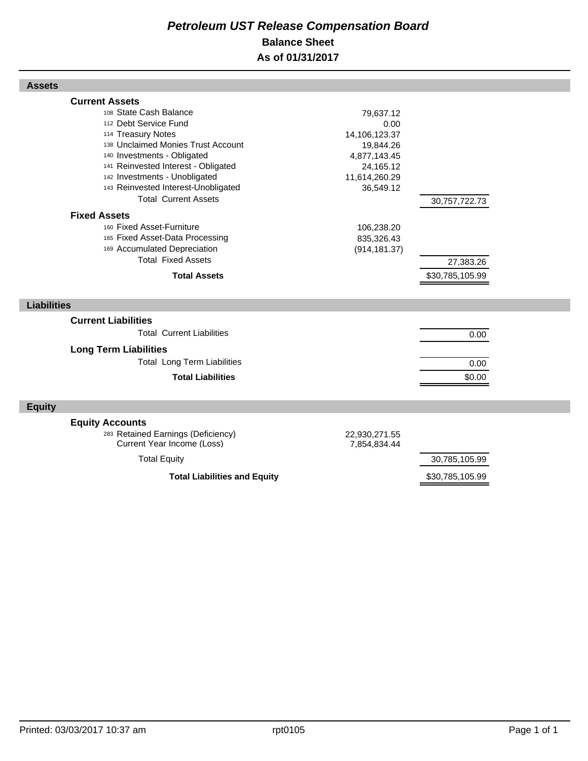# *Petroleum UST Release Compensation Board*

## Balance Sheet

## As of 01/31/2017

### Assets

**Current Assets**

| Account | | Amount | Total |
|---|---|---|---|
| 108 | State Cash Balance | 79,637.12 | |
| 112 | Debt Service Fund | 0.00 | |
| 114 | Treasury Notes | 14,106,123.37 | |
| 138 | Unclaimed Monies Trust Account | 19,844.26 | |
| 140 | Investments - Obligated | 4,877,143.45 | |
| 141 | Reinvested Interest - Obligated | 24,165.12 | |
| 142 | Investments - Unobligated | 11,614,260.29 | |
| 143 | Reinvested Interest-Unobligated | 36,549.12 | |
| | Total Current Assets | | 30,757,722.73 |

**Fixed Assets**

| Account | | Amount | Total |
|---|---|---|---|
| 160 | Fixed Asset-Furniture | 106,238.20 | |
| 165 | Fixed Asset-Data Processing | 835,326.43 | |
| 169 | Accumulated Depreciation | (914,181.37) | |
| | Total Fixed Assets | | 27,383.26 |
| | **Total Assets** | | $30,785,105.99 |

### Liabilities

**Current Liabilities**

| | Total |
|---|---|
| Total Current Liabilities | 0.00 |

**Long Term Liabilities**

| | Total |
|---|---|
| Total Long Term Liabilities | 0.00 |
| **Total Liabilities** | $0.00 |

### Equity

**Equity Accounts**

| Account | | Amount | Total |
|---|---|---|---|
| 283 | Retained Earnings (Deficiency) | 22,930,271.55 | |
| | Current Year Income (Loss) | 7,854,834.44 | |
| | Total Equity | | 30,785,105.99 |
| | **Total Liabilities and Equity** | | $30,785,105.99 |

Printed: 03/03/2017 10:37 am rpt0105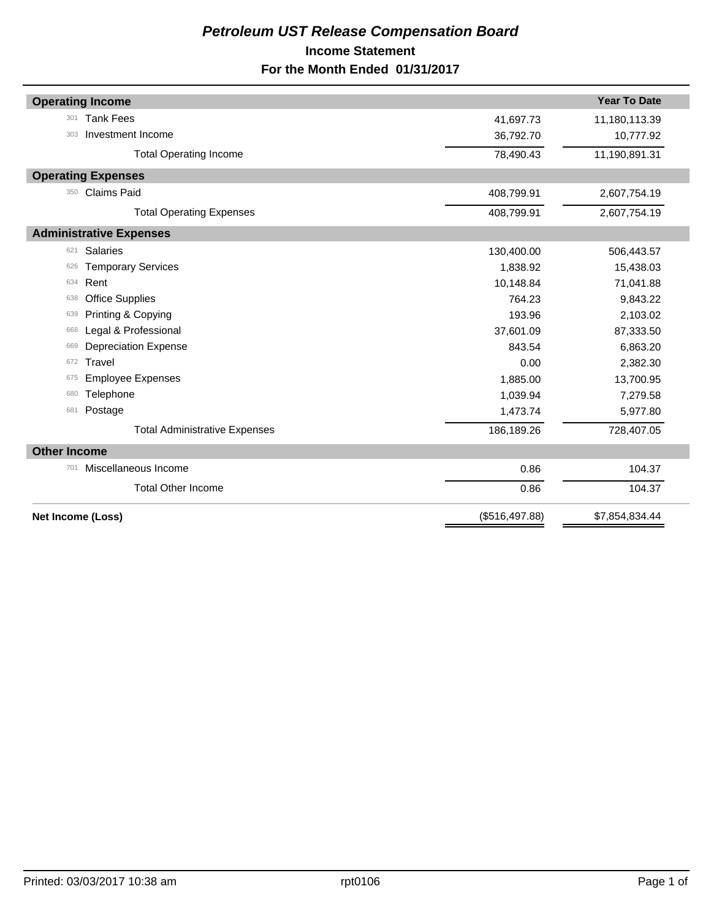# *Petroleum UST Release Compensation Board*

## Income Statement

## For the Month Ended 01/31/2017

| Operating Income | | | Year To Date |
|---|---|---|---|
| 301 | Tank Fees | 41,697.73 | 11,180,113.39 |
| 303 | Investment Income | 36,792.70 | 10,777.92 |
| | Total Operating Income | 78,490.43 | 11,190,891.31 |
| **Operating Expenses** | | | |
| 350 | Claims Paid | 408,799.91 | 2,607,754.19 |
| | Total Operating Expenses | 408,799.91 | 2,607,754.19 |
| **Administrative Expenses** | | | |
| 621 | Salaries | 130,400.00 | 506,443.57 |
| 626 | Temporary Services | 1,838.92 | 15,438.03 |
| 634 | Rent | 10,148.84 | 71,041.88 |
| 638 | Office Supplies | 764.23 | 9,843.22 |
| 639 | Printing & Copying | 193.96 | 2,103.02 |
| 668 | Legal & Professional | 37,601.09 | 87,333.50 |
| 669 | Depreciation Expense | 843.54 | 6,863.20 |
| 672 | Travel | 0.00 | 2,382.30 |
| 675 | Employee Expenses | 1,885.00 | 13,700.95 |
| 680 | Telephone | 1,039.94 | 7,279.58 |
| 681 | Postage | 1,473.74 | 5,977.80 |
| | Total Administrative Expenses | 186,189.26 | 728,407.05 |
| **Other Income** | | | |
| 701 | Miscellaneous Income | 0.86 | 104.37 |
| | Total Other Income | 0.86 | 104.37 |
| **Net Income (Loss)** | | ($516,497.88) | $7,854,834.44 |

Printed: 03/03/2017 10:38 am rpt0106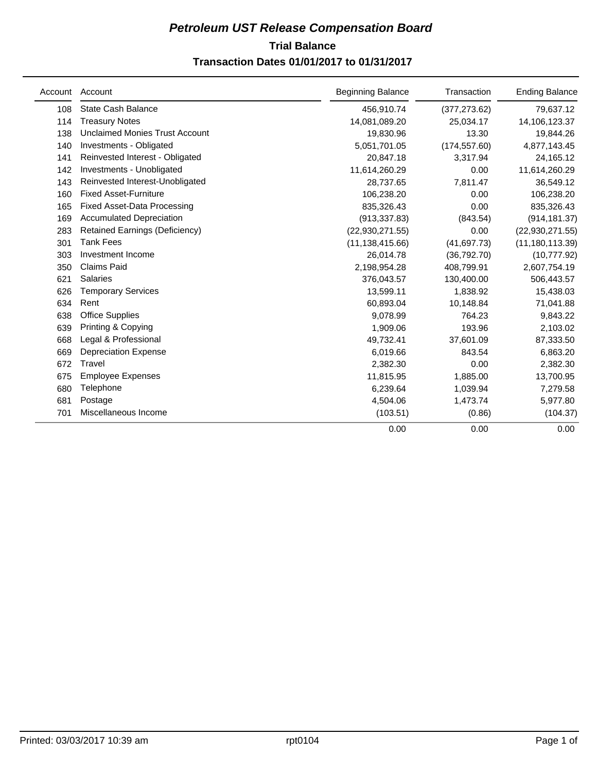# *Petroleum UST Release Compensation Board*

## Trial Balance

## Transaction Dates 01/01/2017 to 01/31/2017

| Account | Account | Beginning Balance | Transaction | Ending Balance |
|---|---|---|---|---|
| 108 | State Cash Balance | 456,910.74 | (377,273.62) | 79,637.12 |
| 114 | Treasury Notes | 14,081,089.20 | 25,034.17 | 14,106,123.37 |
| 138 | Unclaimed Monies Trust Account | 19,830.96 | 13.30 | 19,844.26 |
| 140 | Investments - Obligated | 5,051,701.05 | (174,557.60) | 4,877,143.45 |
| 141 | Reinvested Interest - Obligated | 20,847.18 | 3,317.94 | 24,165.12 |
| 142 | Investments - Unobligated | 11,614,260.29 | 0.00 | 11,614,260.29 |
| 143 | Reinvested Interest-Unobligated | 28,737.65 | 7,811.47 | 36,549.12 |
| 160 | Fixed Asset-Furniture | 106,238.20 | 0.00 | 106,238.20 |
| 165 | Fixed Asset-Data Processing | 835,326.43 | 0.00 | 835,326.43 |
| 169 | Accumulated Depreciation | (913,337.83) | (843.54) | (914,181.37) |
| 283 | Retained Earnings (Deficiency) | (22,930,271.55) | 0.00 | (22,930,271.55) |
| 301 | Tank Fees | (11,138,415.66) | (41,697.73) | (11,180,113.39) |
| 303 | Investment Income | 26,014.78 | (36,792.70) | (10,777.92) |
| 350 | Claims Paid | 2,198,954.28 | 408,799.91 | 2,607,754.19 |
| 621 | Salaries | 376,043.57 | 130,400.00 | 506,443.57 |
| 626 | Temporary Services | 13,599.11 | 1,838.92 | 15,438.03 |
| 634 | Rent | 60,893.04 | 10,148.84 | 71,041.88 |
| 638 | Office Supplies | 9,078.99 | 764.23 | 9,843.22 |
| 639 | Printing & Copying | 1,909.06 | 193.96 | 2,103.02 |
| 668 | Legal & Professional | 49,732.41 | 37,601.09 | 87,333.50 |
| 669 | Depreciation Expense | 6,019.66 | 843.54 | 6,863.20 |
| 672 | Travel | 2,382.30 | 0.00 | 2,382.30 |
| 675 | Employee Expenses | 11,815.95 | 1,885.00 | 13,700.95 |
| 680 | Telephone | 6,239.64 | 1,039.94 | 7,279.58 |
| 681 | Postage | 4,504.06 | 1,473.74 | 5,977.80 |
| 701 | Miscellaneous Income | (103.51) | (0.86) | (104.37) |
| | | 0.00 | 0.00 | 0.00 |

Printed: 03/03/2017 10:39 am rpt0104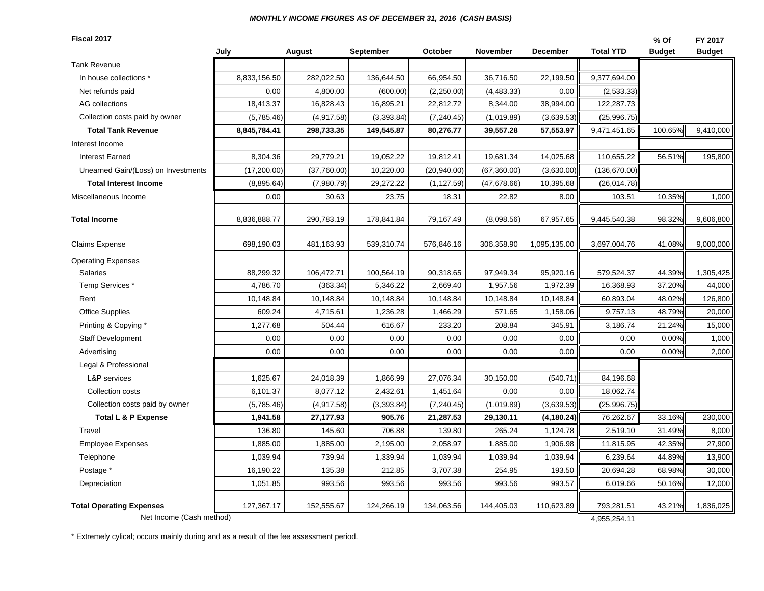***MONTHLY INCOME FIGURES AS OF DECEMBER 31, 2016 (CASH BASIS)***

| Fiscal 2017 | July | August | September | October | November | December | Total YTD | % Of Budget | FY 2017 Budget |
|---|---|---|---|---|---|---|---|---|---|
| Tank Revenue | | | | | | | | | |
| In house collections * | 8,833,156.50 | 282,022.50 | 136,644.50 | 66,954.50 | 36,716.50 | 22,199.50 | 9,377,694.00 | | |
| Net refunds paid | 0.00 | 4,800.00 | (600.00) | (2,250.00) | (4,483.33) | 0.00 | (2,533.33) | | |
| AG collections | 18,413.37 | 16,828.43 | 16,895.21 | 22,812.72 | 8,344.00 | 38,994.00 | 122,287.73 | | |
| Collection costs paid by owner | (5,785.46) | (4,917.58) | (3,393.84) | (7,240.45) | (1,019.89) | (3,639.53) | (25,996.75) | | |
| **Total Tank Revenue** | **8,845,784.41** | **298,733.35** | **149,545.87** | **80,276.77** | **39,557.28** | **57,553.97** | 9,471,451.65 | 100.65% | 9,410,000 |
| Interest Income | | | | | | | | | |
| Interest Earned | 8,304.36 | 29,779.21 | 19,052.22 | 19,812.41 | 19,681.34 | 14,025.68 | 110,655.22 | 56.51% | 195,800 |
| Unearned Gain/(Loss) on Investments | (17,200.00) | (37,760.00) | 10,220.00 | (20,940.00) | (67,360.00) | (3,630.00) | (136,670.00) | | |
| **Total Interest Income** | (8,895.64) | (7,980.79) | 29,272.22 | (1,127.59) | (47,678.66) | 10,395.68 | (26,014.78) | | |
| Miscellaneous Income | 0.00 | 30.63 | 23.75 | 18.31 | 22.82 | 8.00 | 103.51 | 10.35% | 1,000 |
| **Total Income** | 8,836,888.77 | 290,783.19 | 178,841.84 | 79,167.49 | (8,098.56) | 67,957.65 | 9,445,540.38 | 98.32% | 9,606,800 |
| Claims Expense | 698,190.03 | 481,163.93 | 539,310.74 | 576,846.16 | 306,358.90 | 1,095,135.00 | 3,697,004.76 | 41.08% | 9,000,000 |
| Operating Expenses | | | | | | | | | |
| Salaries | 88,299.32 | 106,472.71 | 100,564.19 | 90,318.65 | 97,949.34 | 95,920.16 | 579,524.37 | 44.39% | 1,305,425 |
| Temp Services * | 4,786.70 | (363.34) | 5,346.22 | 2,669.40 | 1,957.56 | 1,972.39 | 16,368.93 | 37.20% | 44,000 |
| Rent | 10,148.84 | 10,148.84 | 10,148.84 | 10,148.84 | 10,148.84 | 10,148.84 | 60,893.04 | 48.02% | 126,800 |
| Office Supplies | 609.24 | 4,715.61 | 1,236.28 | 1,466.29 | 571.65 | 1,158.06 | 9,757.13 | 48.79% | 20,000 |
| Printing & Copying * | 1,277.68 | 504.44 | 616.67 | 233.20 | 208.84 | 345.91 | 3,186.74 | 21.24% | 15,000 |
| Staff Development | 0.00 | 0.00 | 0.00 | 0.00 | 0.00 | 0.00 | 0.00 | 0.00% | 1,000 |
| Advertising | 0.00 | 0.00 | 0.00 | 0.00 | 0.00 | 0.00 | 0.00 | 0.00% | 2,000 |
| Legal & Professional | | | | | | | | | |
| L&P services | 1,625.67 | 24,018.39 | 1,866.99 | 27,076.34 | 30,150.00 | (540.71) | 84,196.68 | | |
| Collection costs | 6,101.37 | 8,077.12 | 2,432.61 | 1,451.64 | 0.00 | 0.00 | 18,062.74 | | |
| Collection costs paid by owner | (5,785.46) | (4,917.58) | (3,393.84) | (7,240.45) | (1,019.89) | (3,639.53) | (25,996.75) | | |
| **Total L & P Expense** | **1,941.58** | **27,177.93** | **905.76** | **21,287.53** | **29,130.11** | **(4,180.24)** | 76,262.67 | 33.16% | 230,000 |
| Travel | 136.80 | 145.60 | 706.88 | 139.80 | 265.24 | 1,124.78 | 2,519.10 | 31.49% | 8,000 |
| Employee Expenses | 1,885.00 | 1,885.00 | 2,195.00 | 2,058.97 | 1,885.00 | 1,906.98 | 11,815.95 | 42.35% | 27,900 |
| Telephone | 1,039.94 | 739.94 | 1,339.94 | 1,039.94 | 1,039.94 | 1,039.94 | 6,239.64 | 44.89% | 13,900 |
| Postage * | 16,190.22 | 135.38 | 212.85 | 3,707.38 | 254.95 | 193.50 | 20,694.28 | 68.98% | 30,000 |
| Depreciation | 1,051.85 | 993.56 | 993.56 | 993.56 | 993.56 | 993.57 | 6,019.66 | 50.16% | 12,000 |
| **Total Operating Expenses** | 127,367.17 | 152,555.67 | 124,266.19 | 134,063.56 | 144,405.03 | 110,623.89 | 793,281.51 | 43.21% | 1,836,025 |
| Net Income (Cash method) | | | | | | | 4,955,254.11 | | |

\* Extremely cylical; occurs mainly during and as a result of the fee assessment period.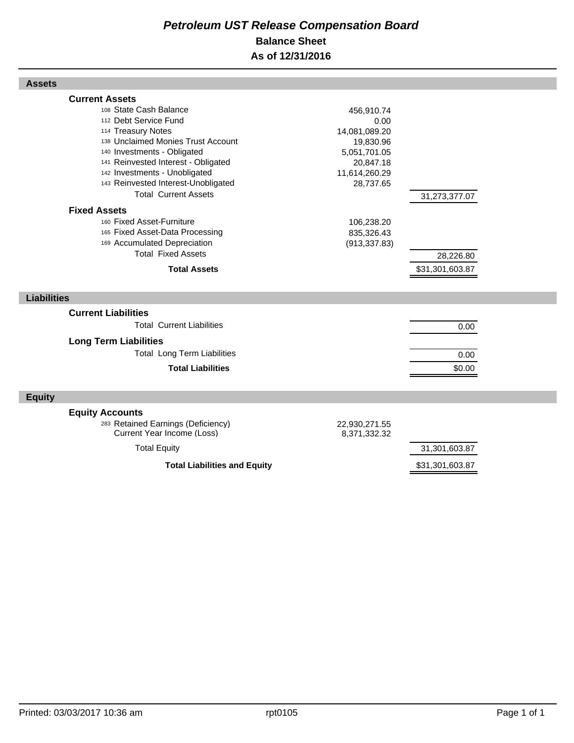# *Petroleum UST Release Compensation Board*

## Balance Sheet

## As of 12/31/2016

### Assets

| | | |
|---|---|---|
| **Current Assets** | | |
| 108 State Cash Balance | 456,910.74 | |
| 112 Debt Service Fund | 0.00 | |
| 114 Treasury Notes | 14,081,089.20 | |
| 138 Unclaimed Monies Trust Account | 19,830.96 | |
| 140 Investments - Obligated | 5,051,701.05 | |
| 141 Reinvested Interest - Obligated | 20,847.18 | |
| 142 Investments - Unobligated | 11,614,260.29 | |
| 143 Reinvested Interest-Unobligated | 28,737.65 | |
| Total Current Assets | | 31,273,377.07 |
| **Fixed Assets** | | |
| 160 Fixed Asset-Furniture | 106,238.20 | |
| 165 Fixed Asset-Data Processing | 835,326.43 | |
| 169 Accumulated Depreciation | (913,337.83) | |
| Total Fixed Assets | | 28,226.80 |
| **Total Assets** | | $31,301,603.87 |

### Liabilities

| | | |
|---|---|---|
| **Current Liabilities** | | |
| Total Current Liabilities | | 0.00 |
| **Long Term Liabilities** | | |
| Total Long Term Liabilities | | 0.00 |
| **Total Liabilities** | | $0.00 |

### Equity

| | | |
|---|---|---|
| **Equity Accounts** | | |
| 283 Retained Earnings (Deficiency) | 22,930,271.55 | |
| Current Year Income (Loss) | 8,371,332.32 | |
| Total Equity | | 31,301,603.87 |
| **Total Liabilities and Equity** | | $31,301,603.87 |

Printed: 03/03/2017 10:36 am rpt0105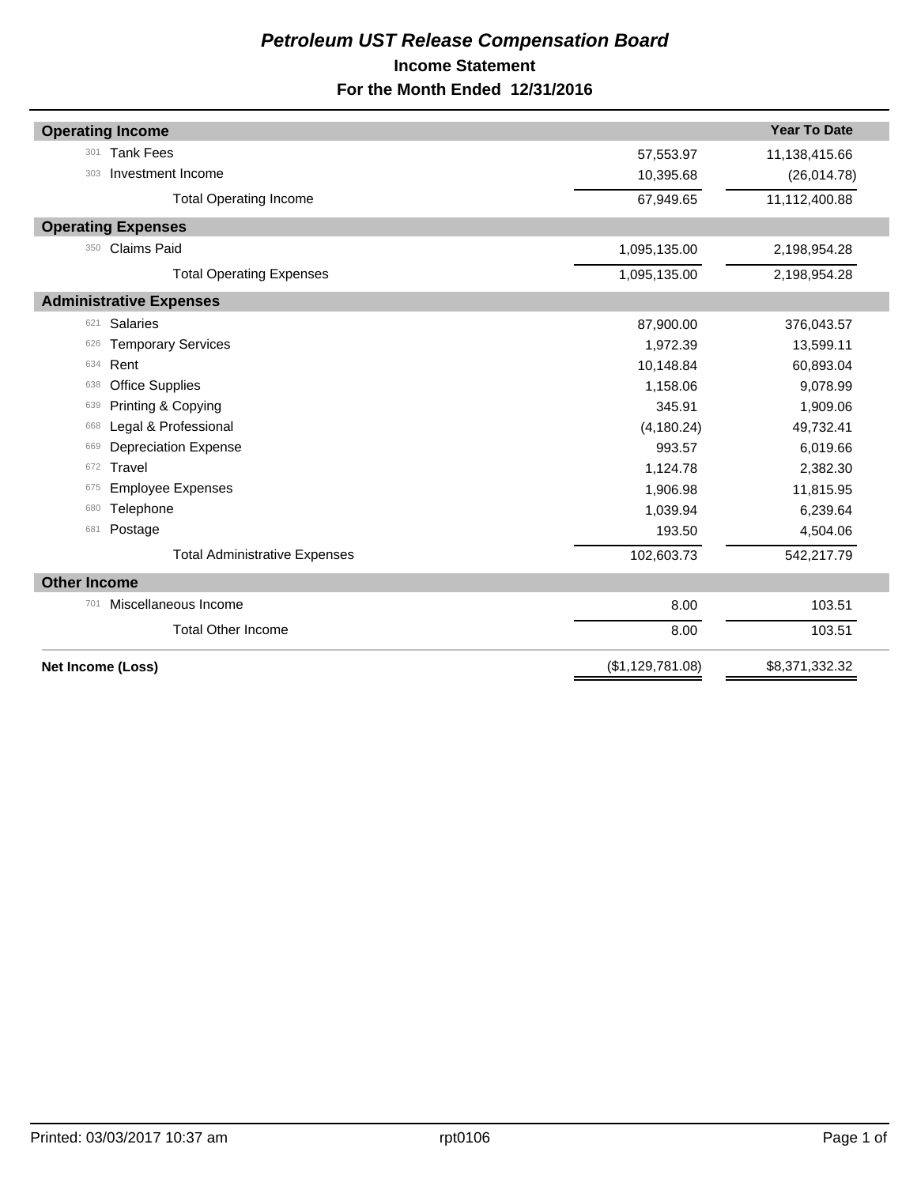# *Petroleum UST Release Compensation Board*

## Income Statement

### For the Month Ended 12/31/2016

| | | | Year To Date |
|---|---|---|---|
| **Operating Income** | | | |
| 301 | Tank Fees | 57,553.97 | 11,138,415.66 |
| 303 | Investment Income | 10,395.68 | (26,014.78) |
| | Total Operating Income | 67,949.65 | 11,112,400.88 |
| **Operating Expenses** | | | |
| 350 | Claims Paid | 1,095,135.00 | 2,198,954.28 |
| | Total Operating Expenses | 1,095,135.00 | 2,198,954.28 |
| **Administrative Expenses** | | | |
| 621 | Salaries | 87,900.00 | 376,043.57 |
| 626 | Temporary Services | 1,972.39 | 13,599.11 |
| 634 | Rent | 10,148.84 | 60,893.04 |
| 638 | Office Supplies | 1,158.06 | 9,078.99 |
| 639 | Printing & Copying | 345.91 | 1,909.06 |
| 668 | Legal & Professional | (4,180.24) | 49,732.41 |
| 669 | Depreciation Expense | 993.57 | 6,019.66 |
| 672 | Travel | 1,124.78 | 2,382.30 |
| 675 | Employee Expenses | 1,906.98 | 11,815.95 |
| 680 | Telephone | 1,039.94 | 6,239.64 |
| 681 | Postage | 193.50 | 4,504.06 |
| | Total Administrative Expenses | 102,603.73 | 542,217.79 |
| **Other Income** | | | |
| 701 | Miscellaneous Income | 8.00 | 103.51 |
| | Total Other Income | 8.00 | 103.51 |
| **Net Income (Loss)** | | ($1,129,781.08) | $8,371,332.32 |

Printed: 03/03/2017 10:37 am

rpt0106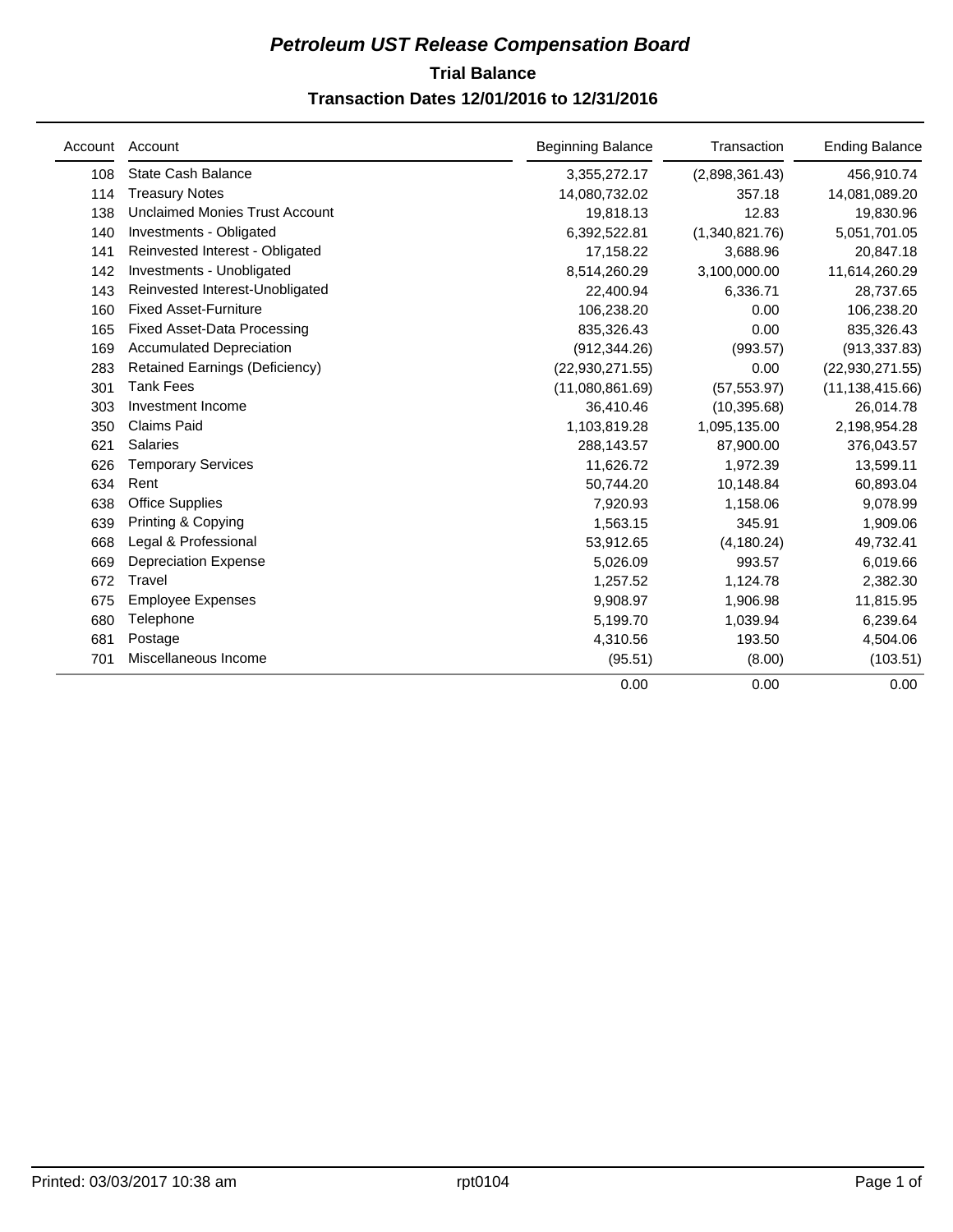# *Petroleum UST Release Compensation Board*

## Trial Balance

### Transaction Dates 12/01/2016 to 12/31/2016

| Account | Account | Beginning Balance | Transaction | Ending Balance |
|---|---|---|---|---|
| 108 | State Cash Balance | 3,355,272.17 | (2,898,361.43) | 456,910.74 |
| 114 | Treasury Notes | 14,080,732.02 | 357.18 | 14,081,089.20 |
| 138 | Unclaimed Monies Trust Account | 19,818.13 | 12.83 | 19,830.96 |
| 140 | Investments - Obligated | 6,392,522.81 | (1,340,821.76) | 5,051,701.05 |
| 141 | Reinvested Interest - Obligated | 17,158.22 | 3,688.96 | 20,847.18 |
| 142 | Investments - Unobligated | 8,514,260.29 | 3,100,000.00 | 11,614,260.29 |
| 143 | Reinvested Interest-Unobligated | 22,400.94 | 6,336.71 | 28,737.65 |
| 160 | Fixed Asset-Furniture | 106,238.20 | 0.00 | 106,238.20 |
| 165 | Fixed Asset-Data Processing | 835,326.43 | 0.00 | 835,326.43 |
| 169 | Accumulated Depreciation | (912,344.26) | (993.57) | (913,337.83) |
| 283 | Retained Earnings (Deficiency) | (22,930,271.55) | 0.00 | (22,930,271.55) |
| 301 | Tank Fees | (11,080,861.69) | (57,553.97) | (11,138,415.66) |
| 303 | Investment Income | 36,410.46 | (10,395.68) | 26,014.78 |
| 350 | Claims Paid | 1,103,819.28 | 1,095,135.00 | 2,198,954.28 |
| 621 | Salaries | 288,143.57 | 87,900.00 | 376,043.57 |
| 626 | Temporary Services | 11,626.72 | 1,972.39 | 13,599.11 |
| 634 | Rent | 50,744.20 | 10,148.84 | 60,893.04 |
| 638 | Office Supplies | 7,920.93 | 1,158.06 | 9,078.99 |
| 639 | Printing & Copying | 1,563.15 | 345.91 | 1,909.06 |
| 668 | Legal & Professional | 53,912.65 | (4,180.24) | 49,732.41 |
| 669 | Depreciation Expense | 5,026.09 | 993.57 | 6,019.66 |
| 672 | Travel | 1,257.52 | 1,124.78 | 2,382.30 |
| 675 | Employee Expenses | 9,908.97 | 1,906.98 | 11,815.95 |
| 680 | Telephone | 5,199.70 | 1,039.94 | 6,239.64 |
| 681 | Postage | 4,310.56 | 193.50 | 4,504.06 |
| 701 | Miscellaneous Income | (95.51) | (8.00) | (103.51) |
| | | 0.00 | 0.00 | 0.00 |

Printed: 03/03/2017 10:38 am rpt0104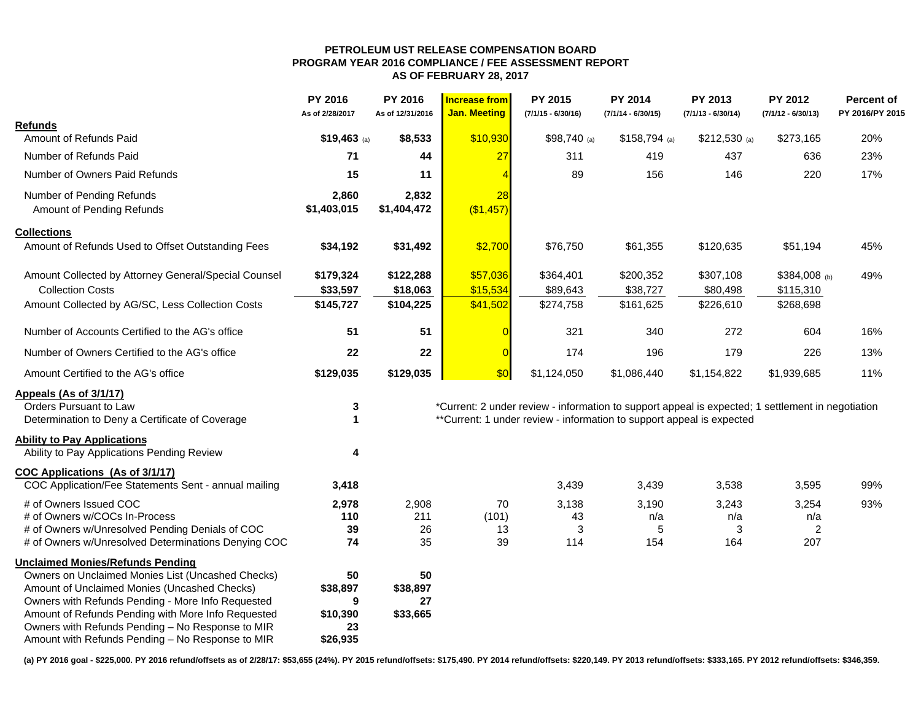**PETROLEUM UST RELEASE COMPENSATION BOARD**
**PROGRAM YEAR 2016 COMPLIANCE / FEE ASSESSMENT REPORT**
**AS OF FEBRUARY 28, 2017**

| | PY 2016 As of 2/28/2017 | PY 2016 As of 12/31/2016 | Increase from Jan. Meeting | PY 2015 (7/1/15 - 6/30/16) | PY 2014 (7/1/14 - 6/30/15) | PY 2013 (7/1/13 - 6/30/14) | PY 2012 (7/1/12 - 6/30/13) | Percent of PY 2016/PY 2015 |
|---|---|---|---|---|---|---|---|---|
| **Refunds** | | | | | | | | |
| Amount of Refunds Paid | **$19,463** (a) | **$8,533** | $10,930 | $98,740 (a) | $158,794 (a) | $212,530 (a) | $273,165 | 20% |
| Number of Refunds Paid | **71** | **44** | 27 | 311 | 419 | 437 | 636 | 23% |
| Number of Owners Paid Refunds | **15** | **11** | 4 | 89 | 156 | 146 | 220 | 17% |
| Number of Pending Refunds | **2,860** | **2,832** | 28 | | | | | |
| Amount of Pending Refunds | **$1,403,015** | **$1,404,472** | ($1,457) | | | | | |
| **Collections** | | | | | | | | |
| Amount of Refunds Used to Offset Outstanding Fees | **$34,192** | **$31,492** | $2,700 | $76,750 | $61,355 | $120,635 | $51,194 | 45% |
| Amount Collected by Attorney General/Special Counsel | **$179,324** | **$122,288** | $57,036 | $364,401 | $200,352 | $307,108 | $384,008 (b) | 49% |
| Collection Costs | **$33,597** | **$18,063** | $15,534 | $89,643 | $38,727 | $80,498 | $115,310 | |
| Amount Collected by AG/SC, Less Collection Costs | **$145,727** | **$104,225** | $41,502 | $274,758 | $161,625 | $226,610 | $268,698 | |
| Number of Accounts Certified to the AG's office | **51** | **51** | 0 | 321 | 340 | 272 | 604 | 16% |
| Number of Owners Certified to the AG's office | **22** | **22** | 0 | 174 | 196 | 179 | 226 | 13% |
| Amount Certified to the AG's office | **$129,035** | **$129,035** | $0 | $1,124,050 | $1,086,440 | $1,154,822 | $1,939,685 | 11% |
| **Appeals (As of 3/1/17)** | | | | | | | | |
| Orders Pursuant to Law | **3** | | *Current: 2 under review - information to support appeal is expected; 1 settlement in negotiation | | | | | |
| Determination to Deny a Certificate of Coverage | **1** | | **Current: 1 under review - information to support appeal is expected | | | | | |
| **Ability to Pay Applications** | | | | | | | | |
| Ability to Pay Applications Pending Review | **4** | | | | | | | |
| **COC Applications (As of 3/1/17)** | | | | | | | | |
| COC Application/Fee Statements Sent - annual mailing | **3,418** | | | 3,439 | 3,439 | 3,538 | 3,595 | 99% |
| # of Owners Issued COC | **2,978** | 2,908 | 70 | 3,138 | 3,190 | 3,243 | 3,254 | 93% |
| # of Owners w/COCs In-Process | **110** | 211 | (101) | 43 | n/a | n/a | n/a | |
| # of Owners w/Unresolved Pending Denials of COC | **39** | 26 | 13 | 3 | 5 | 3 | 2 | |
| # of Owners w/Unresolved Determinations Denying COC | **74** | 35 | 39 | 114 | 154 | 164 | 207 | |
| **Unclaimed Monies/Refunds Pending** | | | | | | | | |
| Owners on Unclaimed Monies List (Uncashed Checks) | **50** | **50** | | | | | | |
| Amount of Unclaimed Monies (Uncashed Checks) | **$38,897** | **$38,897** | | | | | | |
| Owners with Refunds Pending - More Info Requested | **9** | **27** | | | | | | |
| Amount of Refunds Pending with More Info Requested | **$10,390** | **$33,665** | | | | | | |
| Owners with Refunds Pending – No Response to MIR | **23** | | | | | | | |
| Amount with Refunds Pending – No Response to MIR | **$26,935** | | | | | | | |

**(a) PY 2016 goal - $225,000. PY 2016 refund/offsets as of 2/28/17: $53,655 (24%). PY 2015 refund/offsets: $175,490. PY 2014 refund/offsets: $220,149. PY 2013 refund/offsets: $333,165. PY 2012 refund/offsets: $346,359.**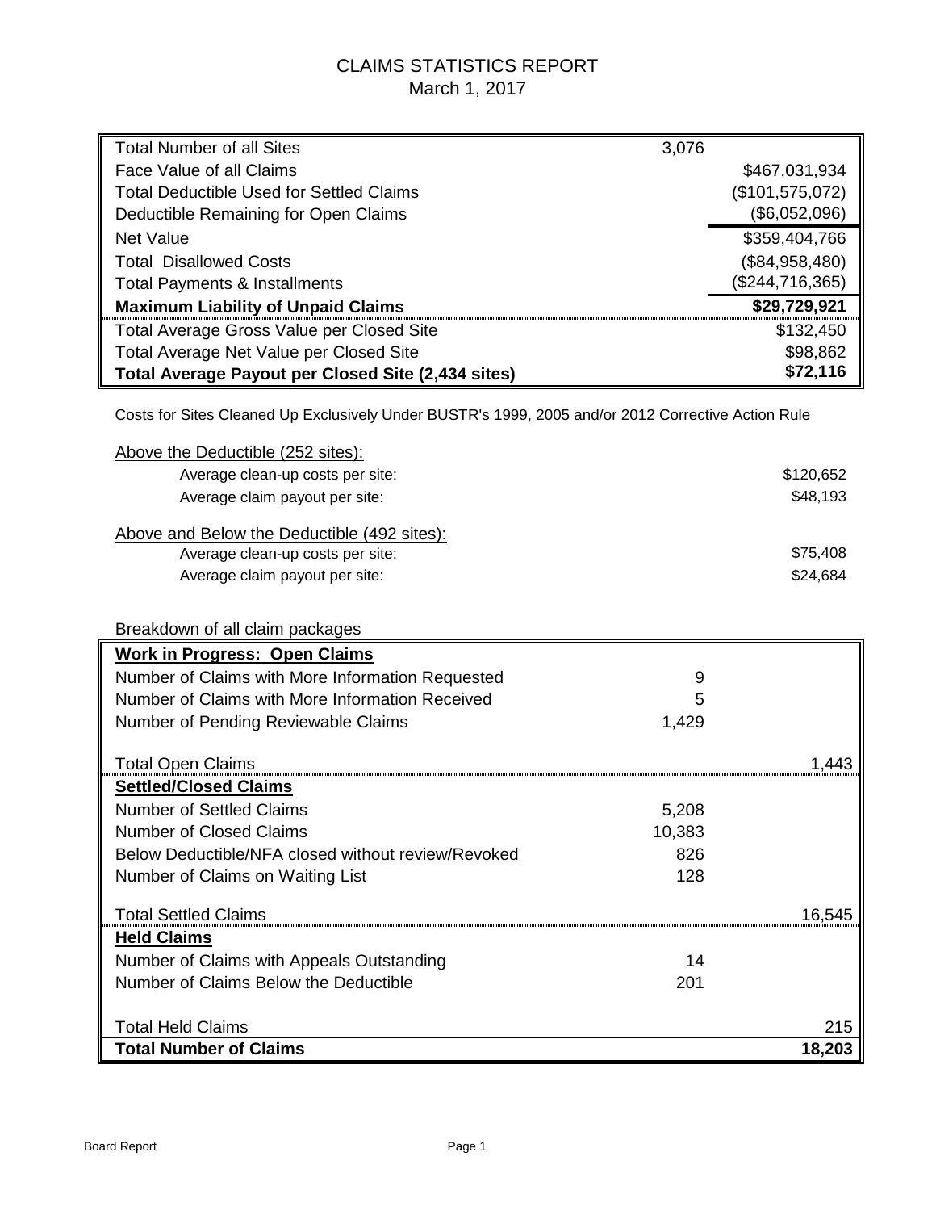# CLAIMS STATISTICS REPORT

March 1, 2017

| | | |
|---|---|---|
| Total Number of all Sites | 3,076 | |
| Face Value of all Claims | | $467,031,934 |
| Total Deductible Used for Settled Claims | | ($101,575,072) |
| Deductible Remaining for Open Claims | | ($6,052,096) |
| Net Value | | $359,404,766 |
| Total Disallowed Costs | | ($84,958,480) |
| Total Payments & Installments | | ($244,716,365) |
| **Maximum Liability of Unpaid Claims** | | **$29,729,921** |
| Total Average Gross Value per Closed Site | | $132,450 |
| Total Average Net Value per Closed Site | | $98,862 |
| **Total Average Payout per Closed Site (2,434 sites)** | | **$72,116** |

Costs for Sites Cleaned Up Exclusively Under BUSTR's 1999, 2005 and/or 2012 Corrective Action Rule

Above the Deductible (252 sites):

| | |
|---|---|
| Average clean-up costs per site: | $120,652 |
| Average claim payout per site: | $48,193 |

Above and Below the Deductible (492 sites):

| | |
|---|---|
| Average clean-up costs per site: | $75,408 |
| Average claim payout per site: | $24,684 |

Breakdown of all claim packages

| | | |
|---|---|---|
| **Work in Progress: Open Claims** | | |
| Number of Claims with More Information Requested | 9 | |
| Number of Claims with More Information Received | 5 | |
| Number of Pending Reviewable Claims | 1,429 | |
| Total Open Claims | | 1,443 |
| **Settled/Closed Claims** | | |
| Number of Settled Claims | 5,208 | |
| Number of Closed Claims | 10,383 | |
| Below Deductible/NFA closed without review/Revoked | 826 | |
| Number of Claims on Waiting List | 128 | |
| Total Settled Claims | | 16,545 |
| **Held Claims** | | |
| Number of Claims with Appeals Outstanding | 14 | |
| Number of Claims Below the Deductible | 201 | |
| Total Held Claims | | 215 |
| **Total Number of Claims** | | **18,203** |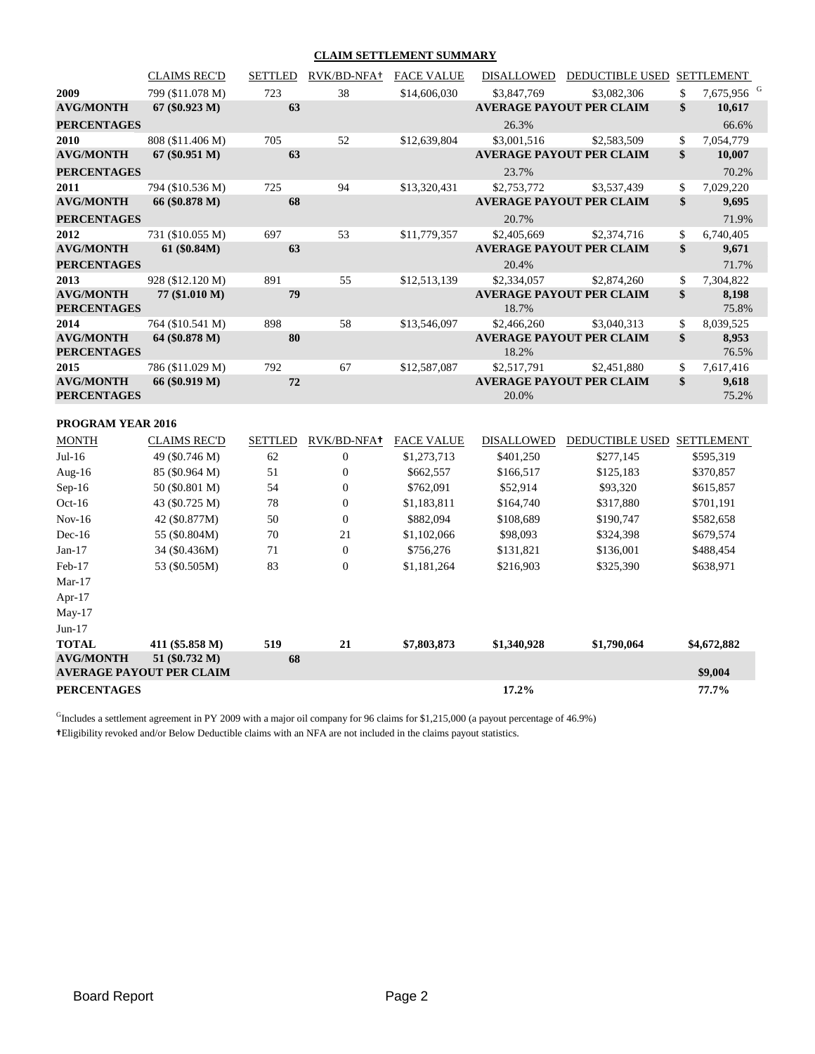# CLAIM SETTLEMENT SUMMARY

| | CLAIMS REC'D | SETTLED | RVK/BD-NFA† | FACE VALUE | DISALLOWED | DEDUCTIBLE USED | SETTLEMENT |
|---|---|---|---|---|---|---|---|
| **2009** | 799 ($11.078 M) | 723 | 38 | $14,606,030 | $3,847,769 | $3,082,306 | $ 7,675,956 [G] |
| **AVG/MONTH** | **67 ($0.923 M)** | **63** | | | **AVERAGE PAYOUT PER CLAIM** | | **$ 10,617** |
| **PERCENTAGES** | | | | | 26.3% | | 66.6% |
| **2010** | 808 ($11.406 M) | 705 | 52 | $12,639,804 | $3,001,516 | $2,583,509 | $ 7,054,779 |
| **AVG/MONTH** | **67 ($0.951 M)** | **63** | | | **AVERAGE PAYOUT PER CLAIM** | | **$ 10,007** |
| **PERCENTAGES** | | | | | 23.7% | | 70.2% |
| **2011** | 794 ($10.536 M) | 725 | 94 | $13,320,431 | $2,753,772 | $3,537,439 | $ 7,029,220 |
| **AVG/MONTH** | **66 ($0.878 M)** | **68** | | | **AVERAGE PAYOUT PER CLAIM** | | **$ 9,695** |
| **PERCENTAGES** | | | | | 20.7% | | 71.9% |
| **2012** | 731 ($10.055 M) | 697 | 53 | $11,779,357 | $2,405,669 | $2,374,716 | $ 6,740,405 |
| **AVG/MONTH** | **61 ($0.84M)** | **63** | | | **AVERAGE PAYOUT PER CLAIM** | | **$ 9,671** |
| **PERCENTAGES** | | | | | 20.4% | | 71.7% |
| **2013** | 928 ($12.120 M) | 891 | 55 | $12,513,139 | $2,334,057 | $2,874,260 | $ 7,304,822 |
| **AVG/MONTH** | **77 ($1.010 M)** | **79** | | | **AVERAGE PAYOUT PER CLAIM** | | **$ 8,198** |
| **PERCENTAGES** | | | | | 18.7% | | 75.8% |
| **2014** | 764 ($10.541 M) | 898 | 58 | $13,546,097 | $2,466,260 | $3,040,313 | $ 8,039,525 |
| **AVG/MONTH** | **64 ($0.878 M)** | **80** | | | **AVERAGE PAYOUT PER CLAIM** | | **$ 8,953** |
| **PERCENTAGES** | | | | | 18.2% | | 76.5% |
| **2015** | 786 ($11.029 M) | 792 | 67 | $12,587,087 | $2,517,791 | $2,451,880 | $ 7,617,416 |
| **AVG/MONTH** | **66 ($0.919 M)** | **72** | | | **AVERAGE PAYOUT PER CLAIM** | | **$ 9,618** |
| **PERCENTAGES** | | | | | 20.0% | | 75.2% |

**PROGRAM YEAR 2016**

| MONTH | CLAIMS REC'D | SETTLED | RVK/BD-NFA† | FACE VALUE | DISALLOWED | DEDUCTIBLE USED | SETTLEMENT |
|---|---|---|---|---|---|---|---|
| Jul-16 | 49 ($0.746 M) | 62 | 0 | $1,273,713 | $401,250 | $277,145 | $595,319 |
| Aug-16 | 85 ($0.964 M) | 51 | 0 | $662,557 | $166,517 | $125,183 | $370,857 |
| Sep-16 | 50 ($0.801 M) | 54 | 0 | $762,091 | $52,914 | $93,320 | $615,857 |
| Oct-16 | 43 ($0.725 M) | 78 | 0 | $1,183,811 | $164,740 | $317,880 | $701,191 |
| Nov-16 | 42 ($0.877M) | 50 | 0 | $882,094 | $108,689 | $190,747 | $582,658 |
| Dec-16 | 55 ($0.804M) | 70 | 21 | $1,102,066 | $98,093 | $324,398 | $679,574 |
| Jan-17 | 34 ($0.436M) | 71 | 0 | $756,276 | $131,821 | $136,001 | $488,454 |
| Feb-17 | 53 ($0.505M) | 83 | 0 | $1,181,264 | $216,903 | $325,390 | $638,971 |
| Mar-17 | | | | | | | |
| Apr-17 | | | | | | | |
| May-17 | | | | | | | |
| Jun-17 | | | | | | | |
| **TOTAL** | **411 ($5.858 M)** | **519** | **21** | **$7,803,873** | **$1,340,928** | **$1,790,064** | **$4,672,882** |
| **AVG/MONTH** | **51 ($0.732 M)** | **68** | | | | | |
| **AVERAGE PAYOUT PER CLAIM** | | | | | | | **$9,004** |
| **PERCENTAGES** | | | | | **17.2%** | | **77.7%** |

[G]Includes a settlement agreement in PY 2009 with a major oil company for 96 claims for $1,215,000 (a payout percentage of 46.9%)

†Eligibility revoked and/or Below Deductible claims with an NFA are not included in the claims payout statistics.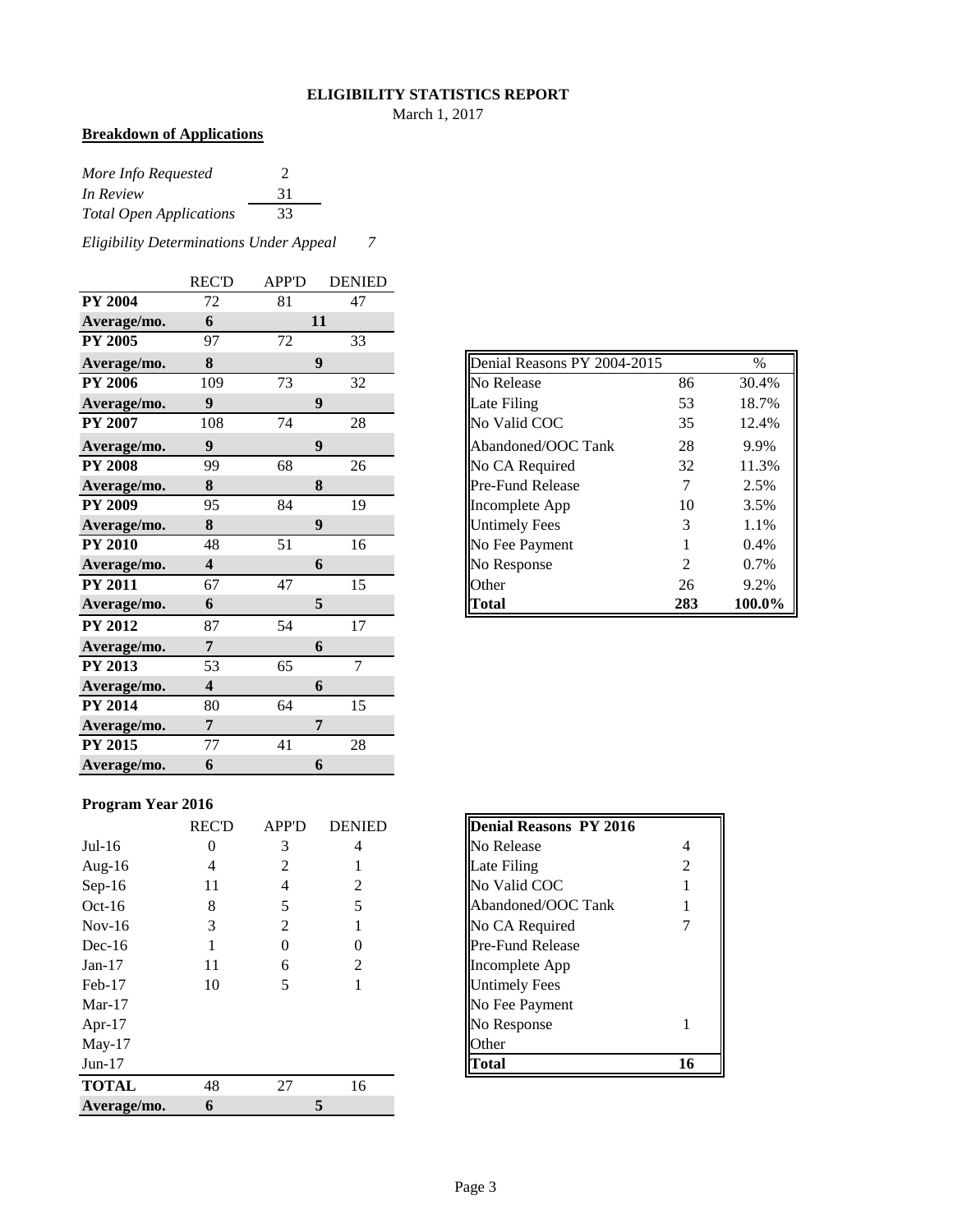# ELIGIBILITY STATISTICS REPORT

March 1, 2017

## Breakdown of Applications

| | |
|---|---|
| *More Info Requested* | 2 |
| *In Review* | 31 |
| *Total Open Applications* | 33 |

*Eligibility Determinations Under Appeal* 7

| | REC'D | APP'D | DENIED |
|---|---|---|---|
| **PY 2004** | 72 | 81 | 47 |
| **Average/mo.** | **6** | **11** | |
| **PY 2005** | 97 | 72 | 33 |
| **Average/mo.** | **8** | **9** | |
| **PY 2006** | 109 | 73 | 32 |
| **Average/mo.** | **9** | **9** | |
| **PY 2007** | 108 | 74 | 28 |
| **Average/mo.** | **9** | **9** | |
| **PY 2008** | 99 | 68 | 26 |
| **Average/mo.** | **8** | **8** | |
| **PY 2009** | 95 | 84 | 19 |
| **Average/mo.** | **8** | **9** | |
| **PY 2010** | 48 | 51 | 16 |
| **Average/mo.** | **4** | **6** | |
| **PY 2011** | 67 | 47 | 15 |
| **Average/mo.** | **6** | **5** | |
| **PY 2012** | 87 | 54 | 17 |
| **Average/mo.** | **7** | **6** | |
| **PY 2013** | 53 | 65 | 7 |
| **Average/mo.** | **4** | **6** | |
| **PY 2014** | 80 | 64 | 15 |
| **Average/mo.** | **7** | **7** | |
| **PY 2015** | 77 | 41 | 28 |
| **Average/mo.** | **6** | **6** | |

| Denial Reasons PY 2004-2015 | | % |
|---|---|---|
| No Release | 86 | 30.4% |
| Late Filing | 53 | 18.7% |
| No Valid COC | 35 | 12.4% |
| Abandoned/OOC Tank | 28 | 9.9% |
| No CA Required | 32 | 11.3% |
| Pre-Fund Release | 7 | 2.5% |
| Incomplete App | 10 | 3.5% |
| Untimely Fees | 3 | 1.1% |
| No Fee Payment | 1 | 0.4% |
| No Response | 2 | 0.7% |
| Other | 26 | 9.2% |
| **Total** | **283** | **100.0%** |

## Program Year 2016

| | REC'D | APP'D | DENIED |
|---|---|---|---|
| Jul-16 | 0 | 3 | 4 |
| Aug-16 | 4 | 2 | 1 |
| Sep-16 | 11 | 4 | 2 |
| Oct-16 | 8 | 5 | 5 |
| Nov-16 | 3 | 2 | 1 |
| Dec-16 | 1 | 0 | 0 |
| Jan-17 | 11 | 6 | 2 |
| Feb-17 | 10 | 5 | 1 |
| Mar-17 | | | |
| Apr-17 | | | |
| May-17 | | | |
| Jun-17 | | | |
| **TOTAL** | 48 | 27 | 16 |
| **Average/mo.** | **6** | **5** | |

| **Denial Reasons PY 2016** | |
|---|---|
| No Release | 4 |
| Late Filing | 2 |
| No Valid COC | 1 |
| Abandoned/OOC Tank | 1 |
| No CA Required | 7 |
| Pre-Fund Release | |
| Incomplete App | |
| Untimely Fees | |
| No Fee Payment | |
| No Response | 1 |
| Other | |
| **Total** | **16** |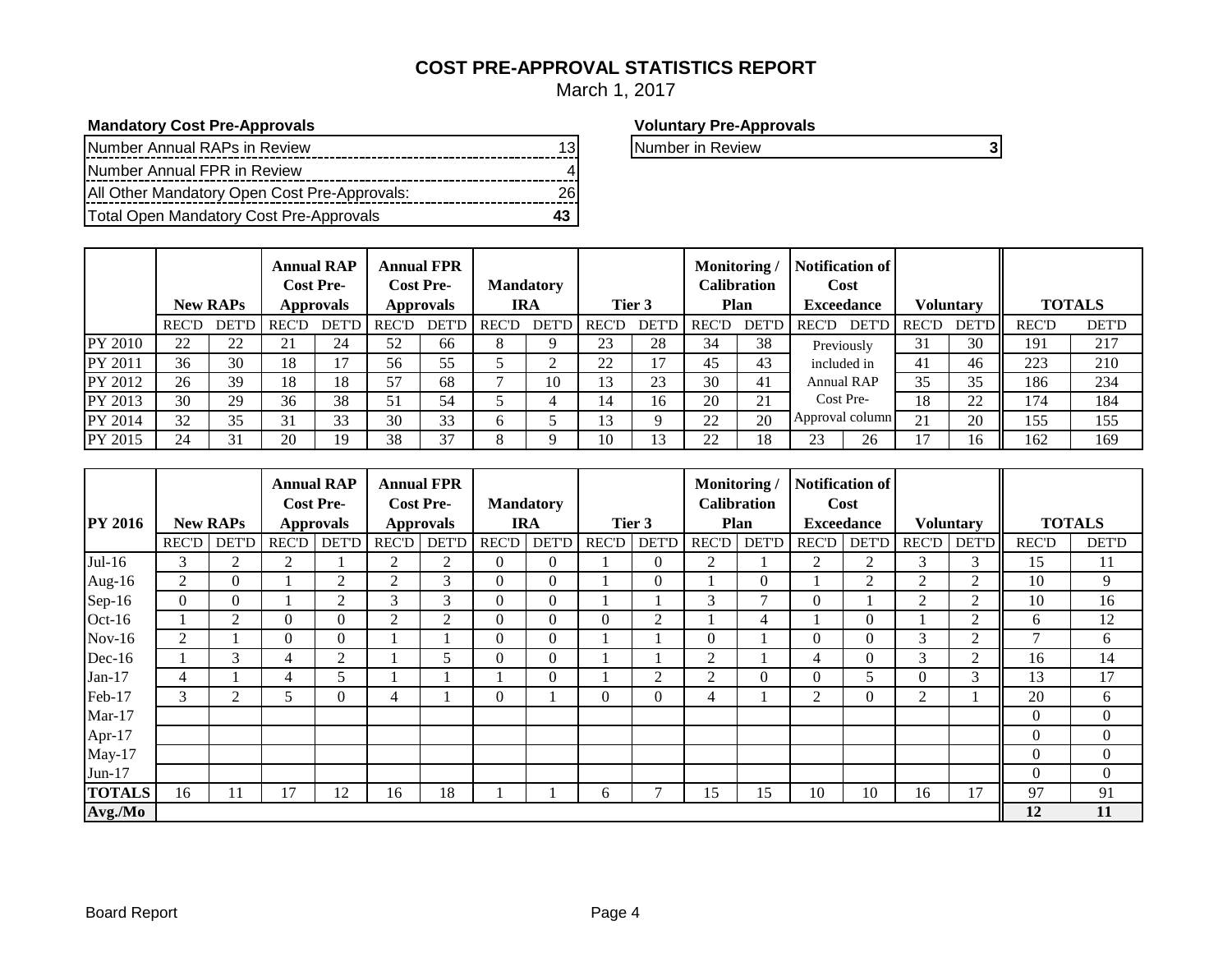# COST PRE-APPROVAL STATISTICS REPORT

March 1, 2017

**Mandatory Cost Pre-Approvals**

| Item | Count |
|---|---|
| Number Annual RAPs in Review | 13 |
| Number Annual FPR in Review | 4 |
| All Other Mandatory Open Cost Pre-Approvals: | 26 |
| Total Open Mandatory Cost Pre-Approvals | **43** |

**Voluntary Pre-Approvals**

| Item | Count |
|---|---|
| Number in Review | **3** |

| | New RAPs | | Annual RAP Cost Pre-Approvals | | Annual FPR Cost Pre-Approvals | | Mandatory IRA | | Tier 3 | | Monitoring / Calibration Plan | | Notification of Cost Exceedance | | Voluntary | | TOTALS | |
|---|---|---|---|---|---|---|---|---|---|---|---|---|---|---|---|---|---|---|
| | REC'D | DET'D | REC'D | DET'D | REC'D | DET'D | REC'D | DET'D | REC'D | DET'D | REC'D | DET'D | REC'D | DET'D | REC'D | DET'D | REC'D | DET'D |
| PY 2010 | 22 | 22 | 21 | 24 | 52 | 66 | 8 | 9 | 23 | 28 | 34 | 38 | Previously included in Annual RAP Cost Pre-Approval column | | 31 | 30 | 191 | 217 |
| PY 2011 | 36 | 30 | 18 | 17 | 56 | 55 | 5 | 2 | 22 | 17 | 45 | 43 | | | 41 | 46 | 223 | 210 |
| PY 2012 | 26 | 39 | 18 | 18 | 57 | 68 | 7 | 10 | 13 | 23 | 30 | 41 | | | 35 | 35 | 186 | 234 |
| PY 2013 | 30 | 29 | 36 | 38 | 51 | 54 | 5 | 4 | 14 | 16 | 20 | 21 | | | 18 | 22 | 174 | 184 |
| PY 2014 | 32 | 35 | 31 | 33 | 30 | 33 | 6 | 5 | 13 | 9 | 22 | 20 | | | 21 | 20 | 155 | 155 |
| PY 2015 | 24 | 31 | 20 | 19 | 38 | 37 | 8 | 9 | 10 | 13 | 22 | 18 | 23 | 26 | 17 | 16 | 162 | 169 |

| PY 2016 | New RAPs | | Annual RAP Cost Pre-Approvals | | Annual FPR Cost Pre-Approvals | | Mandatory IRA | | Tier 3 | | Monitoring / Calibration Plan | | Notification of Cost Exceedance | | Voluntary | | TOTALS | |
|---|---|---|---|---|---|---|---|---|---|---|---|---|---|---|---|---|---|---|
| | REC'D | DET'D | REC'D | DET'D | REC'D | DET'D | REC'D | DET'D | REC'D | DET'D | REC'D | DET'D | REC'D | DET'D | REC'D | DET'D | REC'D | DET'D |
| Jul-16 | 3 | 2 | 2 | 1 | 2 | 2 | 0 | 0 | 1 | 0 | 2 | 1 | 2 | 2 | 3 | 3 | 15 | 11 |
| Aug-16 | 2 | 0 | 1 | 2 | 2 | 3 | 0 | 0 | 1 | 0 | 1 | 0 | 1 | 2 | 2 | 2 | 10 | 9 |
| Sep-16 | 0 | 0 | 1 | 2 | 3 | 3 | 0 | 0 | 1 | 1 | 3 | 7 | 0 | 1 | 2 | 2 | 10 | 16 |
| Oct-16 | 1 | 2 | 0 | 0 | 2 | 2 | 0 | 0 | 0 | 2 | 1 | 4 | 1 | 0 | 1 | 2 | 6 | 12 |
| Nov-16 | 2 | 1 | 0 | 0 | 1 | 1 | 0 | 0 | 1 | 1 | 0 | 1 | 0 | 0 | 3 | 2 | 7 | 6 |
| Dec-16 | 1 | 3 | 4 | 2 | 1 | 5 | 0 | 0 | 1 | 1 | 2 | 1 | 4 | 0 | 3 | 2 | 16 | 14 |
| Jan-17 | 4 | 1 | 4 | 5 | 1 | 1 | 1 | 0 | 1 | 2 | 2 | 0 | 0 | 5 | 0 | 3 | 13 | 17 |
| Feb-17 | 3 | 2 | 5 | 0 | 4 | 1 | 0 | 1 | 0 | 0 | 4 | 1 | 2 | 0 | 2 | 1 | 20 | 6 |
| Mar-17 | | | | | | | | | | | | | | | | | 0 | 0 |
| Apr-17 | | | | | | | | | | | | | | | | | 0 | 0 |
| May-17 | | | | | | | | | | | | | | | | | 0 | 0 |
| Jun-17 | | | | | | | | | | | | | | | | | 0 | 0 |
| **TOTALS** | 16 | 11 | 17 | 12 | 16 | 18 | 1 | 1 | 6 | 7 | 15 | 15 | 10 | 10 | 16 | 17 | 97 | 91 |
| **Avg./Mo** | | | | | | | | | | | | | | | | | **12** | **11** |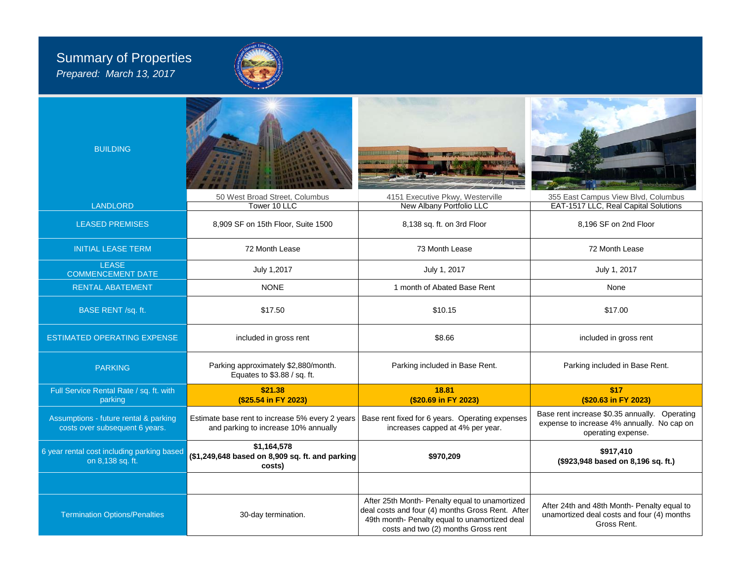# Summary of Properties

*Prepared: March 13, 2017*

| BUILDING | 50 West Broad Street, Columbus | 4151 Executive Pkwy, Westerville | 355 East Campus View Blvd, Columbus |
|---|---|---|---|
| LANDLORD | Tower 10 LLC | New Albany Portfolio LLC | EAT-1517 LLC, Real Capital Solutions |
| LEASED PREMISES | 8,909 SF on 15th Floor, Suite 1500 | 8,138 sq. ft. on 3rd Floor | 8,196 SF on 2nd Floor |
| INITIAL LEASE TERM | 72 Month Lease | 73 Month Lease | 72 Month Lease |
| LEASE COMMENCEMENT DATE | July 1,2017 | July 1, 2017 | July 1, 2017 |
| RENTAL ABATEMENT | NONE | 1 month of Abated Base Rent | None |
| BASE RENT /sq. ft. | $17.50 | $10.15 | $17.00 |
| ESTIMATED OPERATING EXPENSE | included in gross rent | $8.66 | included in gross rent |
| PARKING | Parking approximately $2,880/month. Equates to $3.88 / sq. ft. | Parking included in Base Rent. | Parking included in Base Rent. |
| Full Service Rental Rate / sq. ft. with parking | **$21.38 ($25.54 in FY 2023)** | **18.81 ($20.69 in FY 2023)** | **$17 ($20.63 in FY 2023)** |
| Assumptions - future rental & parking costs over subsequent 6 years. | Estimate base rent to increase 5% every 2 years and parking to increase 10% annually | Base rent fixed for 6 years. Operating expenses increases capped at 4% per year. | Base rent increase $0.35 annually. Operating expense to increase 4% annually. No cap on operating expense. |
| 6 year rental cost including parking based on 8,138 sq. ft. | **$1,164,578 ($1,249,648 based on 8,909 sq. ft. and parking costs)** | **$970,209** | **$917,410 ($923,948 based on 8,196 sq. ft.)** |
| | | | |
| Termination Options/Penalties | 30-day termination. | After 25th Month- Penalty equal to unamortized deal costs and four (4) months Gross Rent. After 49th month- Penalty equal to unamortized deal costs and two (2) months Gross rent | After 24th and 48th Month- Penalty equal to unamortized deal costs and four (4) months Gross Rent. |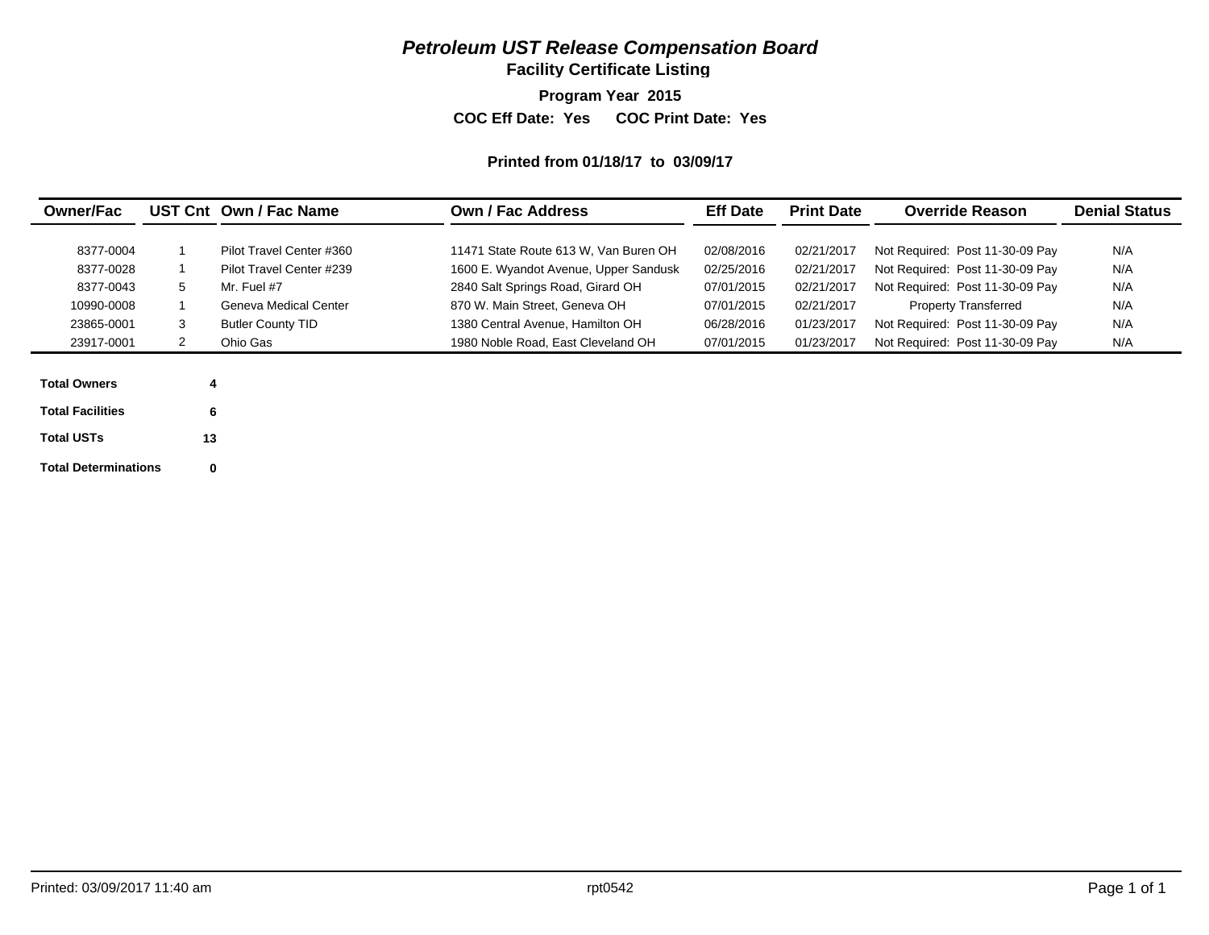# *Petroleum UST Release Compensation Board*

## Facility Certificate Listing

**Program Year 2015**

**COC Eff Date: Yes COC Print Date: Yes**

**Printed from 01/18/17 to 03/09/17**

| Owner/Fac | UST Cnt | Own / Fac Name | Own / Fac Address | Eff Date | Print Date | Override Reason | Denial Status |
|---|---|---|---|---|---|---|---|
| 8377-0004 | 1 | Pilot Travel Center #360 | 11471 State Route 613 W, Van Buren OH | 02/08/2016 | 02/21/2017 | Not Required: Post 11-30-09 Pay | N/A |
| 8377-0028 | 1 | Pilot Travel Center #239 | 1600 E. Wyandot Avenue, Upper Sandusk | 02/25/2016 | 02/21/2017 | Not Required: Post 11-30-09 Pay | N/A |
| 8377-0043 | 5 | Mr. Fuel #7 | 2840 Salt Springs Road, Girard OH | 07/01/2015 | 02/21/2017 | Not Required: Post 11-30-09 Pay | N/A |
| 10990-0008 | 1 | Geneva Medical Center | 870 W. Main Street, Geneva OH | 07/01/2015 | 02/21/2017 | Property Transferred | N/A |
| 23865-0001 | 3 | Butler County TID | 1380 Central Avenue, Hamilton OH | 06/28/2016 | 01/23/2017 | Not Required: Post 11-30-09 Pay | N/A |
| 23917-0001 | 2 | Ohio Gas | 1980 Noble Road, East Cleveland OH | 07/01/2015 | 01/23/2017 | Not Required: Post 11-30-09 Pay | N/A |

| | |
|---|---|
| **Total Owners** | **4** |
| **Total Facilities** | **6** |
| **Total USTs** | **13** |
| **Total Determinations** | **0** |

Printed: 03/09/2017 11:40 am    rpt0542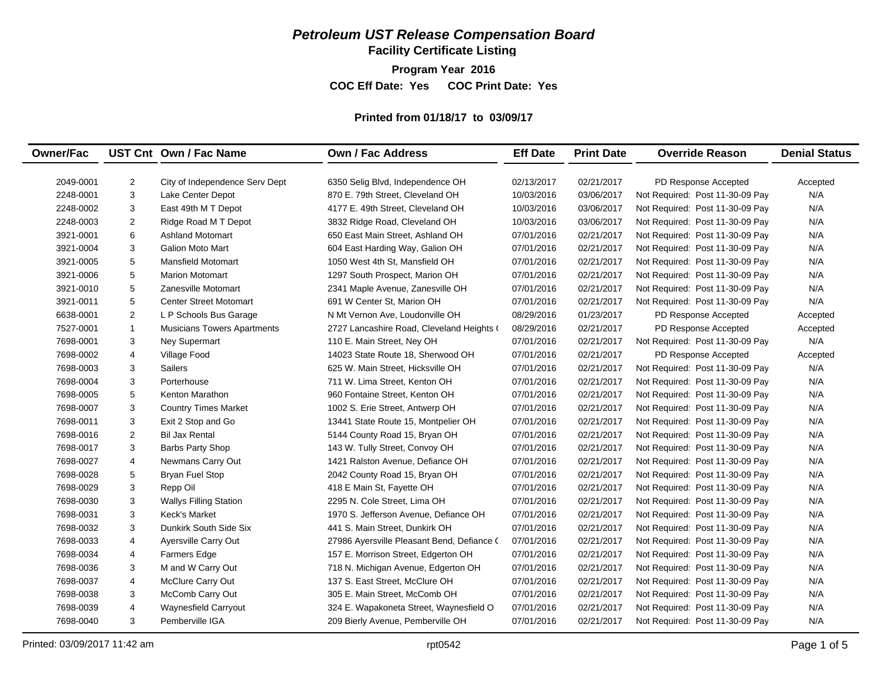# *Petroleum UST Release Compensation Board*

## Facility Certificate Listing

**Program Year 2016**

**COC Eff Date: Yes COC Print Date: Yes**

**Printed from 01/18/17 to 03/09/17**

| Owner/Fac | UST Cnt | Own / Fac Name | Own / Fac Address | Eff Date | Print Date | Override Reason | Denial Status |
|---|---|---|---|---|---|---|---|
| 2049-0001 | 2 | City of Independence Serv Dept | 6350 Selig Blvd, Independence OH | 02/13/2017 | 02/21/2017 | PD Response Accepted | Accepted |
| 2248-0001 | 3 | Lake Center Depot | 870 E. 79th Street, Cleveland OH | 10/03/2016 | 03/06/2017 | Not Required: Post 11-30-09 Pay | N/A |
| 2248-0002 | 3 | East 49th M T Depot | 4177 E. 49th Street, Cleveland OH | 10/03/2016 | 03/06/2017 | Not Required: Post 11-30-09 Pay | N/A |
| 2248-0003 | 2 | Ridge Road M T Depot | 3832 Ridge Road, Cleveland OH | 10/03/2016 | 03/06/2017 | Not Required: Post 11-30-09 Pay | N/A |
| 3921-0001 | 6 | Ashland Motomart | 650 East Main Street, Ashland OH | 07/01/2016 | 02/21/2017 | Not Required: Post 11-30-09 Pay | N/A |
| 3921-0004 | 3 | Galion Moto Mart | 604 East Harding Way, Galion OH | 07/01/2016 | 02/21/2017 | Not Required: Post 11-30-09 Pay | N/A |
| 3921-0005 | 5 | Mansfield Motomart | 1050 West 4th St, Mansfield OH | 07/01/2016 | 02/21/2017 | Not Required: Post 11-30-09 Pay | N/A |
| 3921-0006 | 5 | Marion Motomart | 1297 South Prospect, Marion OH | 07/01/2016 | 02/21/2017 | Not Required: Post 11-30-09 Pay | N/A |
| 3921-0010 | 5 | Zanesville Motomart | 2341 Maple Avenue, Zanesville OH | 07/01/2016 | 02/21/2017 | Not Required: Post 11-30-09 Pay | N/A |
| 3921-0011 | 5 | Center Street Motomart | 691 W Center St, Marion OH | 07/01/2016 | 02/21/2017 | Not Required: Post 11-30-09 Pay | N/A |
| 6638-0001 | 2 | L P Schools Bus Garage | N Mt Vernon Ave, Loudonville OH | 08/29/2016 | 01/23/2017 | PD Response Accepted | Accepted |
| 7527-0001 | 1 | Musicians Towers Apartments | 2727 Lancashire Road, Cleveland Heights ( | 08/29/2016 | 02/21/2017 | PD Response Accepted | Accepted |
| 7698-0001 | 3 | Ney Supermart | 110 E. Main Street, Ney OH | 07/01/2016 | 02/21/2017 | Not Required: Post 11-30-09 Pay | N/A |
| 7698-0002 | 4 | Village Food | 14023 State Route 18, Sherwood OH | 07/01/2016 | 02/21/2017 | PD Response Accepted | Accepted |
| 7698-0003 | 3 | Sailers | 625 W. Main Street, Hicksville OH | 07/01/2016 | 02/21/2017 | Not Required: Post 11-30-09 Pay | N/A |
| 7698-0004 | 3 | Porterhouse | 711 W. Lima Street, Kenton OH | 07/01/2016 | 02/21/2017 | Not Required: Post 11-30-09 Pay | N/A |
| 7698-0005 | 5 | Kenton Marathon | 960 Fontaine Street, Kenton OH | 07/01/2016 | 02/21/2017 | Not Required: Post 11-30-09 Pay | N/A |
| 7698-0007 | 3 | Country Times Market | 1002 S. Erie Street, Antwerp OH | 07/01/2016 | 02/21/2017 | Not Required: Post 11-30-09 Pay | N/A |
| 7698-0011 | 3 | Exit 2 Stop and Go | 13441 State Route 15, Montpelier OH | 07/01/2016 | 02/21/2017 | Not Required: Post 11-30-09 Pay | N/A |
| 7698-0016 | 2 | Bil Jax Rental | 5144 County Road 15, Bryan OH | 07/01/2016 | 02/21/2017 | Not Required: Post 11-30-09 Pay | N/A |
| 7698-0017 | 3 | Barbs Party Shop | 143 W. Tully Street, Convoy OH | 07/01/2016 | 02/21/2017 | Not Required: Post 11-30-09 Pay | N/A |
| 7698-0027 | 4 | Newmans Carry Out | 1421 Ralston Avenue, Defiance OH | 07/01/2016 | 02/21/2017 | Not Required: Post 11-30-09 Pay | N/A |
| 7698-0028 | 5 | Bryan Fuel Stop | 2042 County Road 15, Bryan OH | 07/01/2016 | 02/21/2017 | Not Required: Post 11-30-09 Pay | N/A |
| 7698-0029 | 3 | Repp Oil | 418 E Main St, Fayette OH | 07/01/2016 | 02/21/2017 | Not Required: Post 11-30-09 Pay | N/A |
| 7698-0030 | 3 | Wallys Filling Station | 2295 N. Cole Street, Lima OH | 07/01/2016 | 02/21/2017 | Not Required: Post 11-30-09 Pay | N/A |
| 7698-0031 | 3 | Keck's Market | 1970 S. Jefferson Avenue, Defiance OH | 07/01/2016 | 02/21/2017 | Not Required: Post 11-30-09 Pay | N/A |
| 7698-0032 | 3 | Dunkirk South Side Six | 441 S. Main Street, Dunkirk OH | 07/01/2016 | 02/21/2017 | Not Required: Post 11-30-09 Pay | N/A |
| 7698-0033 | 4 | Ayersville Carry Out | 27986 Ayersville Pleasant Bend, Defiance ( | 07/01/2016 | 02/21/2017 | Not Required: Post 11-30-09 Pay | N/A |
| 7698-0034 | 4 | Farmers Edge | 157 E. Morrison Street, Edgerton OH | 07/01/2016 | 02/21/2017 | Not Required: Post 11-30-09 Pay | N/A |
| 7698-0036 | 3 | M and W Carry Out | 718 N. Michigan Avenue, Edgerton OH | 07/01/2016 | 02/21/2017 | Not Required: Post 11-30-09 Pay | N/A |
| 7698-0037 | 4 | McClure Carry Out | 137 S. East Street, McClure OH | 07/01/2016 | 02/21/2017 | Not Required: Post 11-30-09 Pay | N/A |
| 7698-0038 | 3 | McComb Carry Out | 305 E. Main Street, McComb OH | 07/01/2016 | 02/21/2017 | Not Required: Post 11-30-09 Pay | N/A |
| 7698-0039 | 4 | Waynesfield Carryout | 324 E. Wapakoneta Street, Waynesfield O | 07/01/2016 | 02/21/2017 | Not Required: Post 11-30-09 Pay | N/A |
| 7698-0040 | 3 | Pemberville IGA | 209 Bierly Avenue, Pemberville OH | 07/01/2016 | 02/21/2017 | Not Required: Post 11-30-09 Pay | N/A |

Printed: 03/09/2017 11:42 am rpt0542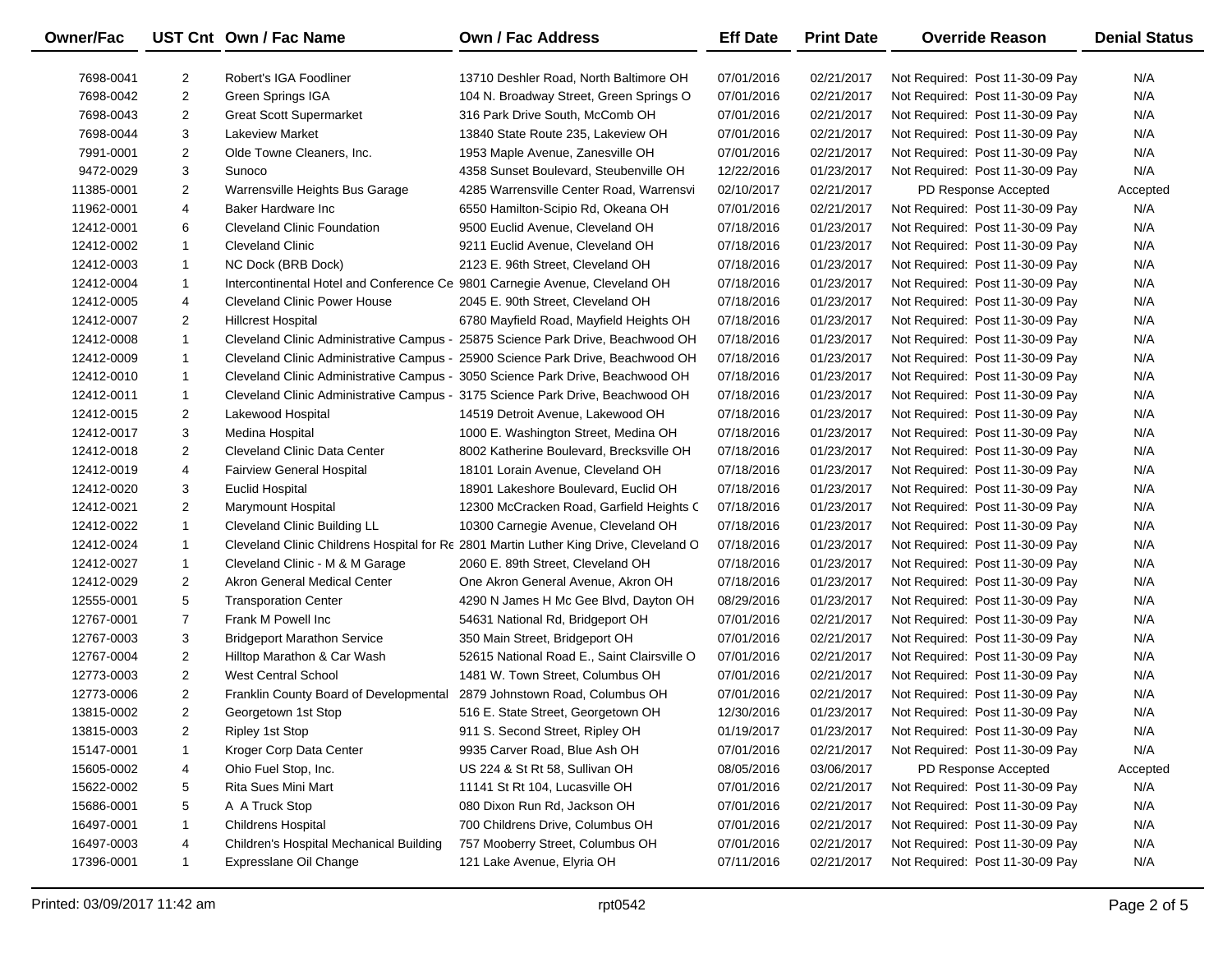| Owner/Fac | UST Cnt | Own / Fac Name | Own / Fac Address | Eff Date | Print Date | Override Reason | Denial Status |
|---|---|---|---|---|---|---|---|
| 7698-0041 | 2 | Robert's IGA Foodliner | 13710 Deshler Road, North Baltimore OH | 07/01/2016 | 02/21/2017 | Not Required: Post 11-30-09 Pay | N/A |
| 7698-0042 | 2 | Green Springs IGA | 104 N. Broadway Street, Green Springs O | 07/01/2016 | 02/21/2017 | Not Required: Post 11-30-09 Pay | N/A |
| 7698-0043 | 2 | Great Scott Supermarket | 316 Park Drive South, McComb OH | 07/01/2016 | 02/21/2017 | Not Required: Post 11-30-09 Pay | N/A |
| 7698-0044 | 3 | Lakeview Market | 13840 State Route 235, Lakeview OH | 07/01/2016 | 02/21/2017 | Not Required: Post 11-30-09 Pay | N/A |
| 7991-0001 | 2 | Olde Towne Cleaners, Inc. | 1953 Maple Avenue, Zanesville OH | 07/01/2016 | 02/21/2017 | Not Required: Post 11-30-09 Pay | N/A |
| 9472-0029 | 3 | Sunoco | 4358 Sunset Boulevard, Steubenville OH | 12/22/2016 | 01/23/2017 | Not Required: Post 11-30-09 Pay | N/A |
| 11385-0001 | 2 | Warrensville Heights Bus Garage | 4285 Warrensville Center Road, Warrensvi | 02/10/2017 | 02/21/2017 | PD Response Accepted | Accepted |
| 11962-0001 | 4 | Baker Hardware Inc | 6550 Hamilton-Scipio Rd, Okeana OH | 07/01/2016 | 02/21/2017 | Not Required: Post 11-30-09 Pay | N/A |
| 12412-0001 | 6 | Cleveland Clinic Foundation | 9500 Euclid Avenue, Cleveland OH | 07/18/2016 | 01/23/2017 | Not Required: Post 11-30-09 Pay | N/A |
| 12412-0002 | 1 | Cleveland Clinic | 9211 Euclid Avenue, Cleveland OH | 07/18/2016 | 01/23/2017 | Not Required: Post 11-30-09 Pay | N/A |
| 12412-0003 | 1 | NC Dock (BRB Dock) | 2123 E. 96th Street, Cleveland OH | 07/18/2016 | 01/23/2017 | Not Required: Post 11-30-09 Pay | N/A |
| 12412-0004 | 1 | Intercontinental Hotel and Conference Ce | 9801 Carnegie Avenue, Cleveland OH | 07/18/2016 | 01/23/2017 | Not Required: Post 11-30-09 Pay | N/A |
| 12412-0005 | 4 | Cleveland Clinic Power House | 2045 E. 90th Street, Cleveland OH | 07/18/2016 | 01/23/2017 | Not Required: Post 11-30-09 Pay | N/A |
| 12412-0007 | 2 | Hillcrest Hospital | 6780 Mayfield Road, Mayfield Heights OH | 07/18/2016 | 01/23/2017 | Not Required: Post 11-30-09 Pay | N/A |
| 12412-0008 | 1 | Cleveland Clinic Administrative Campus - | 25875 Science Park Drive, Beachwood OH | 07/18/2016 | 01/23/2017 | Not Required: Post 11-30-09 Pay | N/A |
| 12412-0009 | 1 | Cleveland Clinic Administrative Campus - | 25900 Science Park Drive, Beachwood OH | 07/18/2016 | 01/23/2017 | Not Required: Post 11-30-09 Pay | N/A |
| 12412-0010 | 1 | Cleveland Clinic Administrative Campus - | 3050 Science Park Drive, Beachwood OH | 07/18/2016 | 01/23/2017 | Not Required: Post 11-30-09 Pay | N/A |
| 12412-0011 | 1 | Cleveland Clinic Administrative Campus - | 3175 Science Park Drive, Beachwood OH | 07/18/2016 | 01/23/2017 | Not Required: Post 11-30-09 Pay | N/A |
| 12412-0015 | 2 | Lakewood Hospital | 14519 Detroit Avenue, Lakewood OH | 07/18/2016 | 01/23/2017 | Not Required: Post 11-30-09 Pay | N/A |
| 12412-0017 | 3 | Medina Hospital | 1000 E. Washington Street, Medina OH | 07/18/2016 | 01/23/2017 | Not Required: Post 11-30-09 Pay | N/A |
| 12412-0018 | 2 | Cleveland Clinic Data Center | 8002 Katherine Boulevard, Brecksville OH | 07/18/2016 | 01/23/2017 | Not Required: Post 11-30-09 Pay | N/A |
| 12412-0019 | 4 | Fairview General Hospital | 18101 Lorain Avenue, Cleveland OH | 07/18/2016 | 01/23/2017 | Not Required: Post 11-30-09 Pay | N/A |
| 12412-0020 | 3 | Euclid Hospital | 18901 Lakeshore Boulevard, Euclid OH | 07/18/2016 | 01/23/2017 | Not Required: Post 11-30-09 Pay | N/A |
| 12412-0021 | 2 | Marymount Hospital | 12300 McCracken Road, Garfield Heights C | 07/18/2016 | 01/23/2017 | Not Required: Post 11-30-09 Pay | N/A |
| 12412-0022 | 1 | Cleveland Clinic Building LL | 10300 Carnegie Avenue, Cleveland OH | 07/18/2016 | 01/23/2017 | Not Required: Post 11-30-09 Pay | N/A |
| 12412-0024 | 1 | Cleveland Clinic Childrens Hospital for Re | 2801 Martin Luther King Drive, Cleveland O | 07/18/2016 | 01/23/2017 | Not Required: Post 11-30-09 Pay | N/A |
| 12412-0027 | 1 | Cleveland Clinic - M & M Garage | 2060 E. 89th Street, Cleveland OH | 07/18/2016 | 01/23/2017 | Not Required: Post 11-30-09 Pay | N/A |
| 12412-0029 | 2 | Akron General Medical Center | One Akron General Avenue, Akron OH | 07/18/2016 | 01/23/2017 | Not Required: Post 11-30-09 Pay | N/A |
| 12555-0001 | 5 | Transporation Center | 4290 N James H Mc Gee Blvd, Dayton OH | 08/29/2016 | 01/23/2017 | Not Required: Post 11-30-09 Pay | N/A |
| 12767-0001 | 7 | Frank M Powell Inc | 54631 National Rd, Bridgeport OH | 07/01/2016 | 02/21/2017 | Not Required: Post 11-30-09 Pay | N/A |
| 12767-0003 | 3 | Bridgeport Marathon Service | 350 Main Street, Bridgeport OH | 07/01/2016 | 02/21/2017 | Not Required: Post 11-30-09 Pay | N/A |
| 12767-0004 | 2 | Hilltop Marathon & Car Wash | 52615 National Road E., Saint Clairsville O | 07/01/2016 | 02/21/2017 | Not Required: Post 11-30-09 Pay | N/A |
| 12773-0003 | 2 | West Central School | 1481 W. Town Street, Columbus OH | 07/01/2016 | 02/21/2017 | Not Required: Post 11-30-09 Pay | N/A |
| 12773-0006 | 2 | Franklin County Board of Developmental | 2879 Johnstown Road, Columbus OH | 07/01/2016 | 02/21/2017 | Not Required: Post 11-30-09 Pay | N/A |
| 13815-0002 | 2 | Georgetown 1st Stop | 516 E. State Street, Georgetown OH | 12/30/2016 | 01/23/2017 | Not Required: Post 11-30-09 Pay | N/A |
| 13815-0003 | 2 | Ripley 1st Stop | 911 S. Second Street, Ripley OH | 01/19/2017 | 01/23/2017 | Not Required: Post 11-30-09 Pay | N/A |
| 15147-0001 | 1 | Kroger Corp Data Center | 9935 Carver Road, Blue Ash OH | 07/01/2016 | 02/21/2017 | Not Required: Post 11-30-09 Pay | N/A |
| 15605-0002 | 4 | Ohio Fuel Stop, Inc. | US 224 & St Rt 58, Sullivan OH | 08/05/2016 | 03/06/2017 | PD Response Accepted | Accepted |
| 15622-0002 | 5 | Rita Sues Mini Mart | 11141 St Rt 104, Lucasville OH | 07/01/2016 | 02/21/2017 | Not Required: Post 11-30-09 Pay | N/A |
| 15686-0001 | 5 | A A Truck Stop | 080 Dixon Run Rd, Jackson OH | 07/01/2016 | 02/21/2017 | Not Required: Post 11-30-09 Pay | N/A |
| 16497-0001 | 1 | Childrens Hospital | 700 Childrens Drive, Columbus OH | 07/01/2016 | 02/21/2017 | Not Required: Post 11-30-09 Pay | N/A |
| 16497-0003 | 4 | Children's Hospital Mechanical Building | 757 Mooberry Street, Columbus OH | 07/01/2016 | 02/21/2017 | Not Required: Post 11-30-09 Pay | N/A |
| 17396-0001 | 1 | Expresslane Oil Change | 121 Lake Avenue, Elyria OH | 07/11/2016 | 02/21/2017 | Not Required: Post 11-30-09 Pay | N/A |

Printed: 03/09/2017 11:42 am rpt0542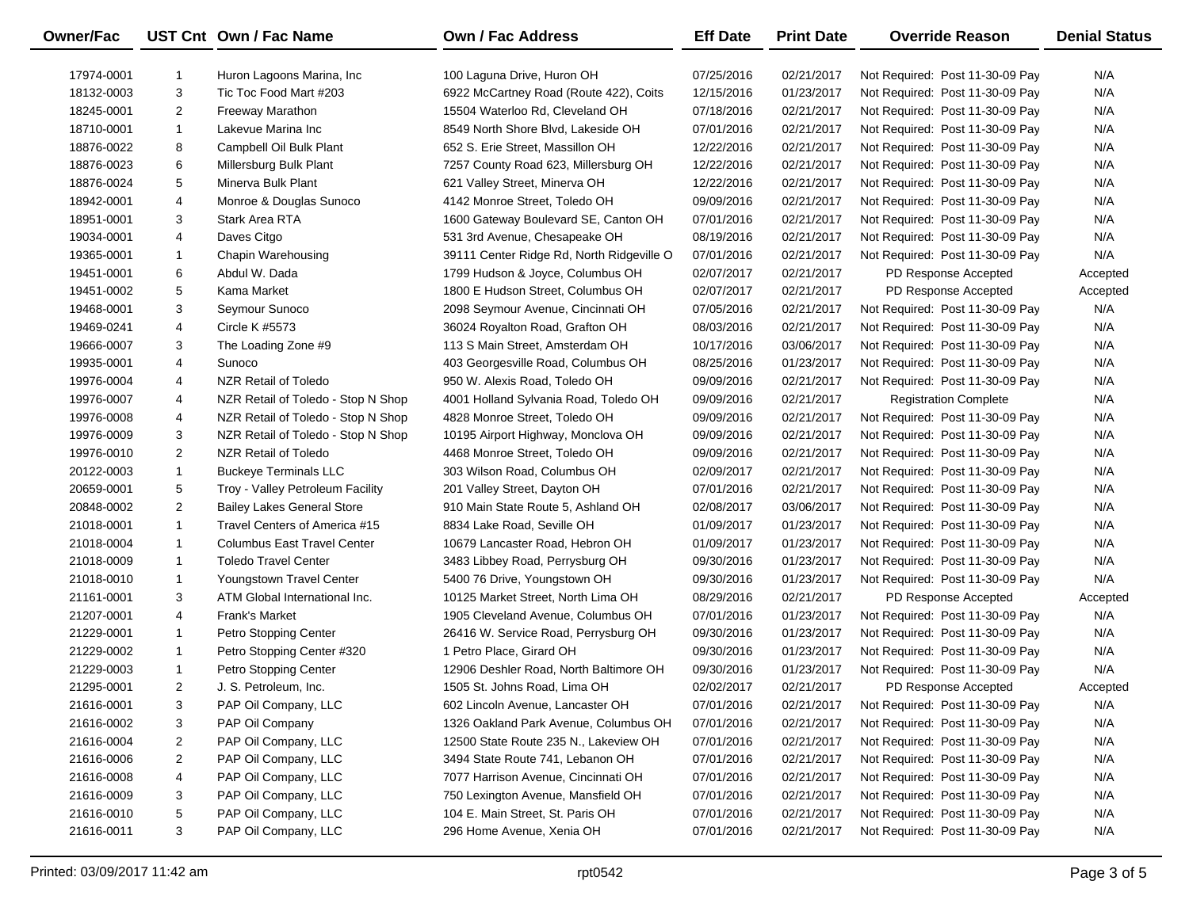| Owner/Fac | UST Cnt | Own / Fac Name | Own / Fac Address | Eff Date | Print Date | Override Reason | Denial Status |
|---|---|---|---|---|---|---|---|
| 17974-0001 | 1 | Huron Lagoons Marina, Inc | 100 Laguna Drive, Huron OH | 07/25/2016 | 02/21/2017 | Not Required: Post 11-30-09 Pay | N/A |
| 18132-0003 | 3 | Tic Toc Food Mart #203 | 6922 McCartney Road (Route 422), Coits | 12/15/2016 | 01/23/2017 | Not Required: Post 11-30-09 Pay | N/A |
| 18245-0001 | 2 | Freeway Marathon | 15504 Waterloo Rd, Cleveland OH | 07/18/2016 | 02/21/2017 | Not Required: Post 11-30-09 Pay | N/A |
| 18710-0001 | 1 | Lakevue Marina Inc | 8549 North Shore Blvd, Lakeside OH | 07/01/2016 | 02/21/2017 | Not Required: Post 11-30-09 Pay | N/A |
| 18876-0022 | 8 | Campbell Oil Bulk Plant | 652 S. Erie Street, Massillon OH | 12/22/2016 | 02/21/2017 | Not Required: Post 11-30-09 Pay | N/A |
| 18876-0023 | 6 | Millersburg Bulk Plant | 7257 County Road 623, Millersburg OH | 12/22/2016 | 02/21/2017 | Not Required: Post 11-30-09 Pay | N/A |
| 18876-0024 | 5 | Minerva Bulk Plant | 621 Valley Street, Minerva OH | 12/22/2016 | 02/21/2017 | Not Required: Post 11-30-09 Pay | N/A |
| 18942-0001 | 4 | Monroe & Douglas Sunoco | 4142 Monroe Street, Toledo OH | 09/09/2016 | 02/21/2017 | Not Required: Post 11-30-09 Pay | N/A |
| 18951-0001 | 3 | Stark Area RTA | 1600 Gateway Boulevard SE, Canton OH | 07/01/2016 | 02/21/2017 | Not Required: Post 11-30-09 Pay | N/A |
| 19034-0001 | 4 | Daves Citgo | 531 3rd Avenue, Chesapeake OH | 08/19/2016 | 02/21/2017 | Not Required: Post 11-30-09 Pay | N/A |
| 19365-0001 | 1 | Chapin Warehousing | 39111 Center Ridge Rd, North Ridgeville O | 07/01/2016 | 02/21/2017 | Not Required: Post 11-30-09 Pay | N/A |
| 19451-0001 | 6 | Abdul W. Dada | 1799 Hudson & Joyce, Columbus OH | 02/07/2017 | 02/21/2017 | PD Response Accepted | Accepted |
| 19451-0002 | 5 | Kama Market | 1800 E Hudson Street, Columbus OH | 02/07/2017 | 02/21/2017 | PD Response Accepted | Accepted |
| 19468-0001 | 3 | Seymour Sunoco | 2098 Seymour Avenue, Cincinnati OH | 07/05/2016 | 02/21/2017 | Not Required: Post 11-30-09 Pay | N/A |
| 19469-0241 | 4 | Circle K #5573 | 36024 Royalton Road, Grafton OH | 08/03/2016 | 02/21/2017 | Not Required: Post 11-30-09 Pay | N/A |
| 19666-0007 | 3 | The Loading Zone #9 | 113 S Main Street, Amsterdam OH | 10/17/2016 | 03/06/2017 | Not Required: Post 11-30-09 Pay | N/A |
| 19935-0001 | 4 | Sunoco | 403 Georgesville Road, Columbus OH | 08/25/2016 | 01/23/2017 | Not Required: Post 11-30-09 Pay | N/A |
| 19976-0004 | 4 | NZR Retail of Toledo | 950 W. Alexis Road, Toledo OH | 09/09/2016 | 02/21/2017 | Not Required: Post 11-30-09 Pay | N/A |
| 19976-0007 | 4 | NZR Retail of Toledo - Stop N Shop | 4001 Holland Sylvania Road, Toledo OH | 09/09/2016 | 02/21/2017 | Registration Complete | N/A |
| 19976-0008 | 4 | NZR Retail of Toledo - Stop N Shop | 4828 Monroe Street, Toledo OH | 09/09/2016 | 02/21/2017 | Not Required: Post 11-30-09 Pay | N/A |
| 19976-0009 | 3 | NZR Retail of Toledo - Stop N Shop | 10195 Airport Highway, Monclova OH | 09/09/2016 | 02/21/2017 | Not Required: Post 11-30-09 Pay | N/A |
| 19976-0010 | 2 | NZR Retail of Toledo | 4468 Monroe Street, Toledo OH | 09/09/2016 | 02/21/2017 | Not Required: Post 11-30-09 Pay | N/A |
| 20122-0003 | 1 | Buckeye Terminals LLC | 303 Wilson Road, Columbus OH | 02/09/2017 | 02/21/2017 | Not Required: Post 11-30-09 Pay | N/A |
| 20659-0001 | 5 | Troy - Valley Petroleum Facility | 201 Valley Street, Dayton OH | 07/01/2016 | 02/21/2017 | Not Required: Post 11-30-09 Pay | N/A |
| 20848-0002 | 2 | Bailey Lakes General Store | 910 Main State Route 5, Ashland OH | 02/08/2017 | 03/06/2017 | Not Required: Post 11-30-09 Pay | N/A |
| 21018-0001 | 1 | Travel Centers of America #15 | 8834 Lake Road, Seville OH | 01/09/2017 | 01/23/2017 | Not Required: Post 11-30-09 Pay | N/A |
| 21018-0004 | 1 | Columbus East Travel Center | 10679 Lancaster Road, Hebron OH | 01/09/2017 | 01/23/2017 | Not Required: Post 11-30-09 Pay | N/A |
| 21018-0009 | 1 | Toledo Travel Center | 3483 Libbey Road, Perrysburg OH | 09/30/2016 | 01/23/2017 | Not Required: Post 11-30-09 Pay | N/A |
| 21018-0010 | 1 | Youngstown Travel Center | 5400 76 Drive, Youngstown OH | 09/30/2016 | 01/23/2017 | Not Required: Post 11-30-09 Pay | N/A |
| 21161-0001 | 3 | ATM Global International Inc. | 10125 Market Street, North Lima OH | 08/29/2016 | 02/21/2017 | PD Response Accepted | Accepted |
| 21207-0001 | 4 | Frank's Market | 1905 Cleveland Avenue, Columbus OH | 07/01/2016 | 01/23/2017 | Not Required: Post 11-30-09 Pay | N/A |
| 21229-0001 | 1 | Petro Stopping Center | 26416 W. Service Road, Perrysburg OH | 09/30/2016 | 01/23/2017 | Not Required: Post 11-30-09 Pay | N/A |
| 21229-0002 | 1 | Petro Stopping Center #320 | 1 Petro Place, Girard OH | 09/30/2016 | 01/23/2017 | Not Required: Post 11-30-09 Pay | N/A |
| 21229-0003 | 1 | Petro Stopping Center | 12906 Deshler Road, North Baltimore OH | 09/30/2016 | 01/23/2017 | Not Required: Post 11-30-09 Pay | N/A |
| 21295-0001 | 2 | J. S. Petroleum, Inc. | 1505 St. Johns Road, Lima OH | 02/02/2017 | 02/21/2017 | PD Response Accepted | Accepted |
| 21616-0001 | 3 | PAP Oil Company, LLC | 602 Lincoln Avenue, Lancaster OH | 07/01/2016 | 02/21/2017 | Not Required: Post 11-30-09 Pay | N/A |
| 21616-0002 | 3 | PAP Oil Company | 1326 Oakland Park Avenue, Columbus OH | 07/01/2016 | 02/21/2017 | Not Required: Post 11-30-09 Pay | N/A |
| 21616-0004 | 2 | PAP Oil Company, LLC | 12500 State Route 235 N., Lakeview OH | 07/01/2016 | 02/21/2017 | Not Required: Post 11-30-09 Pay | N/A |
| 21616-0006 | 2 | PAP Oil Company, LLC | 3494 State Route 741, Lebanon OH | 07/01/2016 | 02/21/2017 | Not Required: Post 11-30-09 Pay | N/A |
| 21616-0008 | 4 | PAP Oil Company, LLC | 7077 Harrison Avenue, Cincinnati OH | 07/01/2016 | 02/21/2017 | Not Required: Post 11-30-09 Pay | N/A |
| 21616-0009 | 3 | PAP Oil Company, LLC | 750 Lexington Avenue, Mansfield OH | 07/01/2016 | 02/21/2017 | Not Required: Post 11-30-09 Pay | N/A |
| 21616-0010 | 5 | PAP Oil Company, LLC | 104 E. Main Street, St. Paris OH | 07/01/2016 | 02/21/2017 | Not Required: Post 11-30-09 Pay | N/A |
| 21616-0011 | 3 | PAP Oil Company, LLC | 296 Home Avenue, Xenia OH | 07/01/2016 | 02/21/2017 | Not Required: Post 11-30-09 Pay | N/A |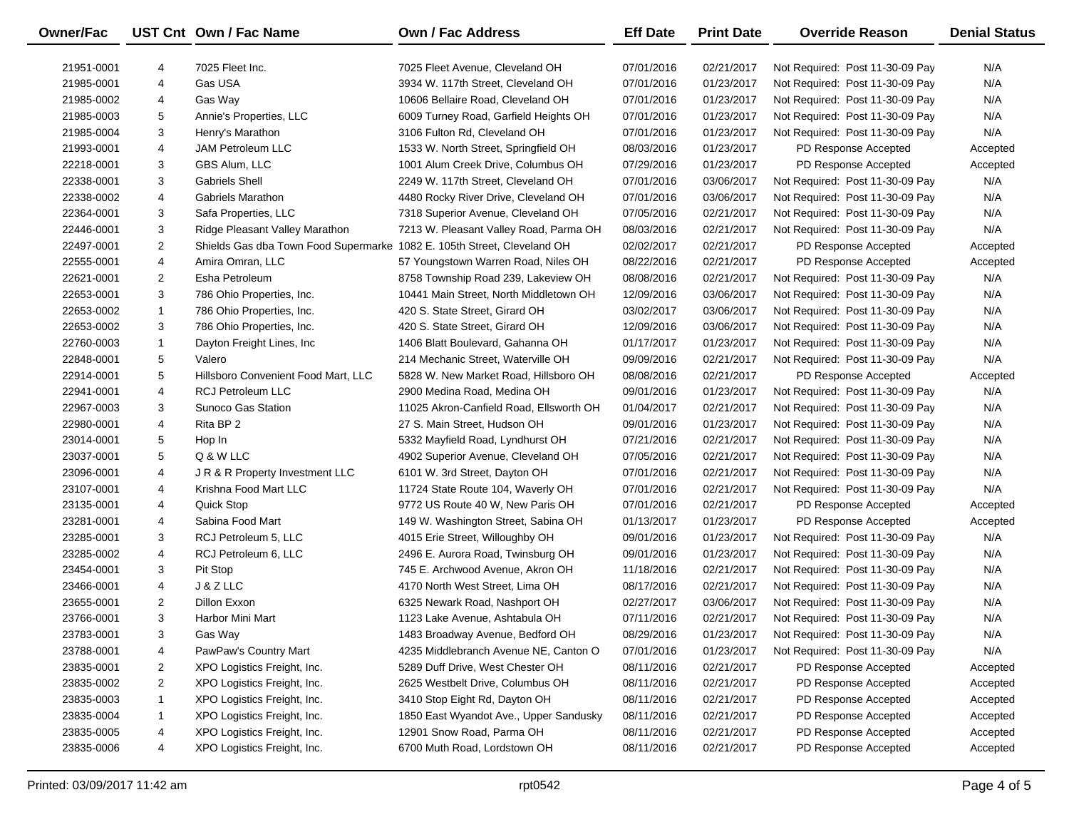| Owner/Fac | UST Cnt | Own / Fac Name | Own / Fac Address | Eff Date | Print Date | Override Reason | Denial Status |
|---|---|---|---|---|---|---|---|
| 21951-0001 | 4 | 7025 Fleet Inc. | 7025 Fleet Avenue, Cleveland OH | 07/01/2016 | 02/21/2017 | Not Required: Post 11-30-09 Pay | N/A |
| 21985-0001 | 4 | Gas USA | 3934 W. 117th Street, Cleveland OH | 07/01/2016 | 01/23/2017 | Not Required: Post 11-30-09 Pay | N/A |
| 21985-0002 | 4 | Gas Way | 10606 Bellaire Road, Cleveland OH | 07/01/2016 | 01/23/2017 | Not Required: Post 11-30-09 Pay | N/A |
| 21985-0003 | 5 | Annie's Properties, LLC | 6009 Turney Road, Garfield Heights OH | 07/01/2016 | 01/23/2017 | Not Required: Post 11-30-09 Pay | N/A |
| 21985-0004 | 3 | Henry's Marathon | 3106 Fulton Rd, Cleveland OH | 07/01/2016 | 01/23/2017 | Not Required: Post 11-30-09 Pay | N/A |
| 21993-0001 | 4 | JAM Petroleum LLC | 1533 W. North Street, Springfield OH | 08/03/2016 | 01/23/2017 | PD Response Accepted | Accepted |
| 22218-0001 | 3 | GBS Alum, LLC | 1001 Alum Creek Drive, Columbus OH | 07/29/2016 | 01/23/2017 | PD Response Accepted | Accepted |
| 22338-0001 | 3 | Gabriels Shell | 2249 W. 117th Street, Cleveland OH | 07/01/2016 | 03/06/2017 | Not Required: Post 11-30-09 Pay | N/A |
| 22338-0002 | 4 | Gabriels Marathon | 4480 Rocky River Drive, Cleveland OH | 07/01/2016 | 03/06/2017 | Not Required: Post 11-30-09 Pay | N/A |
| 22364-0001 | 3 | Safa Properties, LLC | 7318 Superior Avenue, Cleveland OH | 07/05/2016 | 02/21/2017 | Not Required: Post 11-30-09 Pay | N/A |
| 22446-0001 | 3 | Ridge Pleasant Valley Marathon | 7213 W. Pleasant Valley Road, Parma OH | 08/03/2016 | 02/21/2017 | Not Required: Post 11-30-09 Pay | N/A |
| 22497-0001 | 2 | Shields Gas dba Town Food Supermarke | 1082 E. 105th Street, Cleveland OH | 02/02/2017 | 02/21/2017 | PD Response Accepted | Accepted |
| 22555-0001 | 4 | Amira Omran, LLC | 57 Youngstown Warren Road, Niles OH | 08/22/2016 | 02/21/2017 | PD Response Accepted | Accepted |
| 22621-0001 | 2 | Esha Petroleum | 8758 Township Road 239, Lakeview OH | 08/08/2016 | 02/21/2017 | Not Required: Post 11-30-09 Pay | N/A |
| 22653-0001 | 3 | 786 Ohio Properties, Inc. | 10441 Main Street, North Middletown OH | 12/09/2016 | 03/06/2017 | Not Required: Post 11-30-09 Pay | N/A |
| 22653-0002 | 1 | 786 Ohio Properties, Inc. | 420 S. State Street, Girard OH | 03/02/2017 | 03/06/2017 | Not Required: Post 11-30-09 Pay | N/A |
| 22653-0002 | 3 | 786 Ohio Properties, Inc. | 420 S. State Street, Girard OH | 12/09/2016 | 03/06/2017 | Not Required: Post 11-30-09 Pay | N/A |
| 22760-0003 | 1 | Dayton Freight Lines, Inc | 1406 Blatt Boulevard, Gahanna OH | 01/17/2017 | 01/23/2017 | Not Required: Post 11-30-09 Pay | N/A |
| 22848-0001 | 5 | Valero | 214 Mechanic Street, Waterville OH | 09/09/2016 | 02/21/2017 | Not Required: Post 11-30-09 Pay | N/A |
| 22914-0001 | 5 | Hillsboro Convenient Food Mart, LLC | 5828 W. New Market Road, Hillsboro OH | 08/08/2016 | 02/21/2017 | PD Response Accepted | Accepted |
| 22941-0001 | 4 | RCJ Petroleum LLC | 2900 Medina Road, Medina OH | 09/01/2016 | 01/23/2017 | Not Required: Post 11-30-09 Pay | N/A |
| 22967-0003 | 3 | Sunoco Gas Station | 11025 Akron-Canfield Road, Ellsworth OH | 01/04/2017 | 02/21/2017 | Not Required: Post 11-30-09 Pay | N/A |
| 22980-0001 | 4 | Rita BP 2 | 27 S. Main Street, Hudson OH | 09/01/2016 | 01/23/2017 | Not Required: Post 11-30-09 Pay | N/A |
| 23014-0001 | 5 | Hop In | 5332 Mayfield Road, Lyndhurst OH | 07/21/2016 | 02/21/2017 | Not Required: Post 11-30-09 Pay | N/A |
| 23037-0001 | 5 | Q & W LLC | 4902 Superior Avenue, Cleveland OH | 07/05/2016 | 02/21/2017 | Not Required: Post 11-30-09 Pay | N/A |
| 23096-0001 | 4 | J R & R Property Investment LLC | 6101 W. 3rd Street, Dayton OH | 07/01/2016 | 02/21/2017 | Not Required: Post 11-30-09 Pay | N/A |
| 23107-0001 | 4 | Krishna Food Mart LLC | 11724 State Route 104, Waverly OH | 07/01/2016 | 02/21/2017 | Not Required: Post 11-30-09 Pay | N/A |
| 23135-0001 | 4 | Quick Stop | 9772 US Route 40 W, New Paris OH | 07/01/2016 | 02/21/2017 | PD Response Accepted | Accepted |
| 23281-0001 | 4 | Sabina Food Mart | 149 W. Washington Street, Sabina OH | 01/13/2017 | 01/23/2017 | PD Response Accepted | Accepted |
| 23285-0001 | 3 | RCJ Petroleum 5, LLC | 4015 Erie Street, Willoughby OH | 09/01/2016 | 01/23/2017 | Not Required: Post 11-30-09 Pay | N/A |
| 23285-0002 | 4 | RCJ Petroleum 6, LLC | 2496 E. Aurora Road, Twinsburg OH | 09/01/2016 | 01/23/2017 | Not Required: Post 11-30-09 Pay | N/A |
| 23454-0001 | 3 | Pit Stop | 745 E. Archwood Avenue, Akron OH | 11/18/2016 | 02/21/2017 | Not Required: Post 11-30-09 Pay | N/A |
| 23466-0001 | 4 | J & Z LLC | 4170 North West Street, Lima OH | 08/17/2016 | 02/21/2017 | Not Required: Post 11-30-09 Pay | N/A |
| 23655-0001 | 2 | Dillon Exxon | 6325 Newark Road, Nashport OH | 02/27/2017 | 03/06/2017 | Not Required: Post 11-30-09 Pay | N/A |
| 23766-0001 | 3 | Harbor Mini Mart | 1123 Lake Avenue, Ashtabula OH | 07/11/2016 | 02/21/2017 | Not Required: Post 11-30-09 Pay | N/A |
| 23783-0001 | 3 | Gas Way | 1483 Broadway Avenue, Bedford OH | 08/29/2016 | 01/23/2017 | Not Required: Post 11-30-09 Pay | N/A |
| 23788-0001 | 4 | PawPaw's Country Mart | 4235 Middlebranch Avenue NE, Canton O | 07/01/2016 | 01/23/2017 | Not Required: Post 11-30-09 Pay | N/A |
| 23835-0001 | 2 | XPO Logistics Freight, Inc. | 5289 Duff Drive, West Chester OH | 08/11/2016 | 02/21/2017 | PD Response Accepted | Accepted |
| 23835-0002 | 2 | XPO Logistics Freight, Inc. | 2625 Westbelt Drive, Columbus OH | 08/11/2016 | 02/21/2017 | PD Response Accepted | Accepted |
| 23835-0003 | 1 | XPO Logistics Freight, Inc. | 3410 Stop Eight Rd, Dayton OH | 08/11/2016 | 02/21/2017 | PD Response Accepted | Accepted |
| 23835-0004 | 1 | XPO Logistics Freight, Inc. | 1850 East Wyandot Ave., Upper Sandusky | 08/11/2016 | 02/21/2017 | PD Response Accepted | Accepted |
| 23835-0005 | 4 | XPO Logistics Freight, Inc. | 12901 Snow Road, Parma OH | 08/11/2016 | 02/21/2017 | PD Response Accepted | Accepted |
| 23835-0006 | 4 | XPO Logistics Freight, Inc. | 6700 Muth Road, Lordstown OH | 08/11/2016 | 02/21/2017 | PD Response Accepted | Accepted |

Printed: 03/09/2017 11:42 am    rpt0542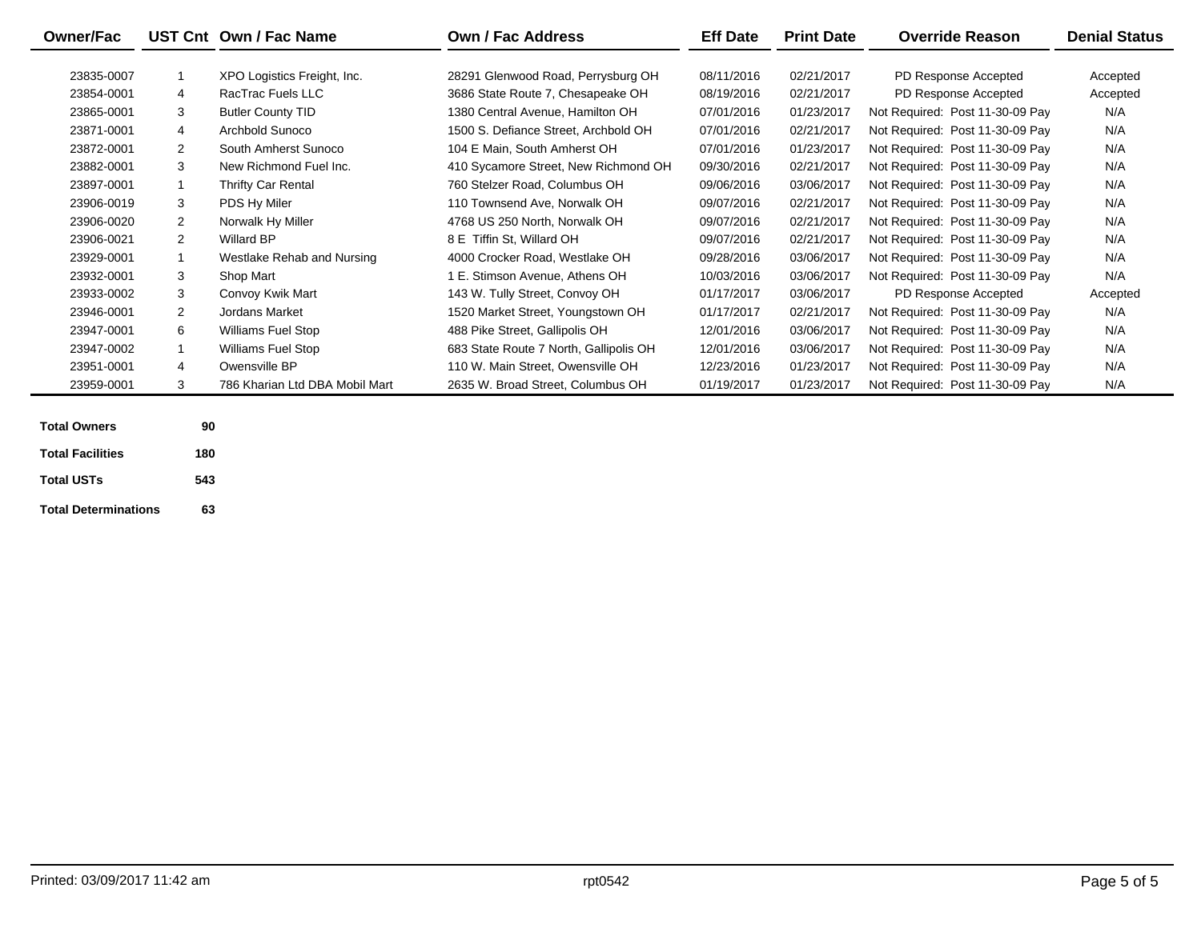| Owner/Fac | UST Cnt | Own / Fac Name | Own / Fac Address | Eff Date | Print Date | Override Reason | Denial Status |
|---|---|---|---|---|---|---|---|
| 23835-0007 | 1 | XPO Logistics Freight, Inc. | 28291 Glenwood Road, Perrysburg OH | 08/11/2016 | 02/21/2017 | PD Response Accepted | Accepted |
| 23854-0001 | 4 | RacTrac Fuels LLC | 3686 State Route 7, Chesapeake OH | 08/19/2016 | 02/21/2017 | PD Response Accepted | Accepted |
| 23865-0001 | 3 | Butler County TID | 1380 Central Avenue, Hamilton OH | 07/01/2016 | 01/23/2017 | Not Required: Post 11-30-09 Pay | N/A |
| 23871-0001 | 4 | Archbold Sunoco | 1500 S. Defiance Street, Archbold OH | 07/01/2016 | 02/21/2017 | Not Required: Post 11-30-09 Pay | N/A |
| 23872-0001 | 2 | South Amherst Sunoco | 104 E Main, South Amherst OH | 07/01/2016 | 01/23/2017 | Not Required: Post 11-30-09 Pay | N/A |
| 23882-0001 | 3 | New Richmond Fuel Inc. | 410 Sycamore Street, New Richmond OH | 09/30/2016 | 02/21/2017 | Not Required: Post 11-30-09 Pay | N/A |
| 23897-0001 | 1 | Thrifty Car Rental | 760 Stelzer Road, Columbus OH | 09/06/2016 | 03/06/2017 | Not Required: Post 11-30-09 Pay | N/A |
| 23906-0019 | 3 | PDS Hy Miler | 110 Townsend Ave, Norwalk OH | 09/07/2016 | 02/21/2017 | Not Required: Post 11-30-09 Pay | N/A |
| 23906-0020 | 2 | Norwalk Hy Miller | 4768 US 250 North, Norwalk OH | 09/07/2016 | 02/21/2017 | Not Required: Post 11-30-09 Pay | N/A |
| 23906-0021 | 2 | Willard BP | 8 E Tiffin St, Willard OH | 09/07/2016 | 02/21/2017 | Not Required: Post 11-30-09 Pay | N/A |
| 23929-0001 | 1 | Westlake Rehab and Nursing | 4000 Crocker Road, Westlake OH | 09/28/2016 | 03/06/2017 | Not Required: Post 11-30-09 Pay | N/A |
| 23932-0001 | 3 | Shop Mart | 1 E. Stimson Avenue, Athens OH | 10/03/2016 | 03/06/2017 | Not Required: Post 11-30-09 Pay | N/A |
| 23933-0002 | 3 | Convoy Kwik Mart | 143 W. Tully Street, Convoy OH | 01/17/2017 | 03/06/2017 | PD Response Accepted | Accepted |
| 23946-0001 | 2 | Jordans Market | 1520 Market Street, Youngstown OH | 01/17/2017 | 02/21/2017 | Not Required: Post 11-30-09 Pay | N/A |
| 23947-0001 | 6 | Williams Fuel Stop | 488 Pike Street, Gallipolis OH | 12/01/2016 | 03/06/2017 | Not Required: Post 11-30-09 Pay | N/A |
| 23947-0002 | 1 | Williams Fuel Stop | 683 State Route 7 North, Gallipolis OH | 12/01/2016 | 03/06/2017 | Not Required: Post 11-30-09 Pay | N/A |
| 23951-0001 | 4 | Owensville BP | 110 W. Main Street, Owensville OH | 12/23/2016 | 01/23/2017 | Not Required: Post 11-30-09 Pay | N/A |
| 23959-0001 | 3 | 786 Kharian Ltd DBA Mobil Mart | 2635 W. Broad Street, Columbus OH | 01/19/2017 | 01/23/2017 | Not Required: Post 11-30-09 Pay | N/A |

| | |
|---|---|
| **Total Owners** | **90** |
| **Total Facilities** | **180** |
| **Total USTs** | **543** |
| **Total Determinations** | **63** |

Printed: 03/09/2017 11:42 am rpt0542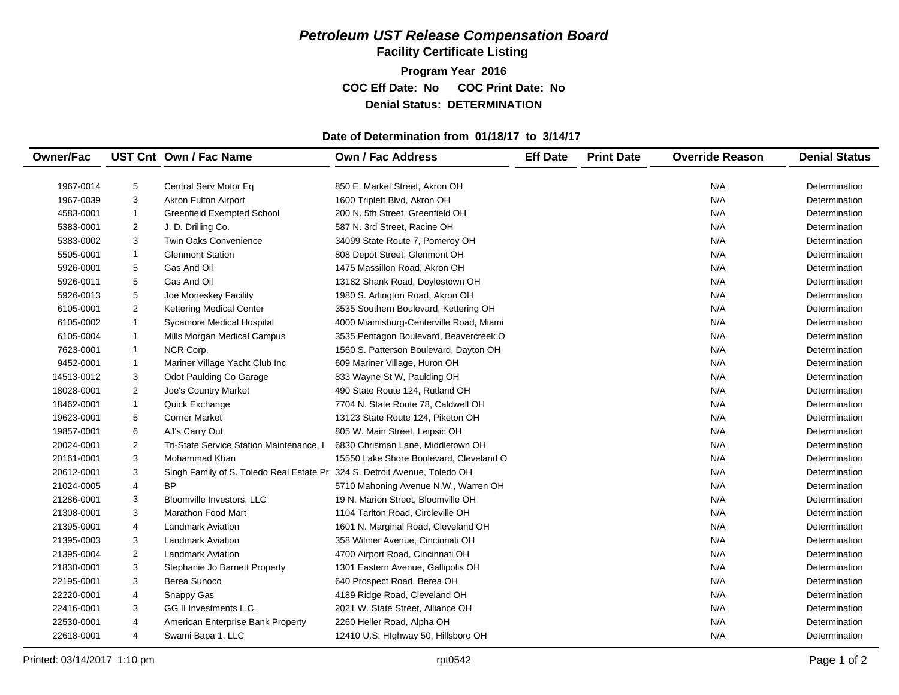# *Petroleum UST Release Compensation Board*

## Facility Certificate Listing

**Program Year 2016**

**COC Eff Date: No COC Print Date: No**

**Denial Status: DETERMINATION**

**Date of Determination from 01/18/17 to 3/14/17**

| Owner/Fac | UST Cnt | Own / Fac Name | Own / Fac Address | Eff Date | Print Date | Override Reason | Denial Status |
|---|---|---|---|---|---|---|---|
| 1967-0014 | 5 | Central Serv Motor Eq | 850 E. Market Street, Akron OH | | | N/A | Determination |
| 1967-0039 | 3 | Akron Fulton Airport | 1600 Triplett Blvd, Akron OH | | | N/A | Determination |
| 4583-0001 | 1 | Greenfield Exempted School | 200 N. 5th Street, Greenfield OH | | | N/A | Determination |
| 5383-0001 | 2 | J. D. Drilling Co. | 587 N. 3rd Street, Racine OH | | | N/A | Determination |
| 5383-0002 | 3 | Twin Oaks Convenience | 34099 State Route 7, Pomeroy OH | | | N/A | Determination |
| 5505-0001 | 1 | Glenmont Station | 808 Depot Street, Glenmont OH | | | N/A | Determination |
| 5926-0001 | 5 | Gas And Oil | 1475 Massillon Road, Akron OH | | | N/A | Determination |
| 5926-0011 | 5 | Gas And Oil | 13182 Shank Road, Doylestown OH | | | N/A | Determination |
| 5926-0013 | 5 | Joe Moneskey Facility | 1980 S. Arlington Road, Akron OH | | | N/A | Determination |
| 6105-0001 | 2 | Kettering Medical Center | 3535 Southern Boulevard, Kettering OH | | | N/A | Determination |
| 6105-0002 | 1 | Sycamore Medical Hospital | 4000 Miamisburg-Centerville Road, Miami | | | N/A | Determination |
| 6105-0004 | 1 | Mills Morgan Medical Campus | 3535 Pentagon Boulevard, Beavercreek O | | | N/A | Determination |
| 7623-0001 | 1 | NCR Corp. | 1560 S. Patterson Boulevard, Dayton OH | | | N/A | Determination |
| 9452-0001 | 1 | Mariner Village Yacht Club Inc | 609 Mariner Village, Huron OH | | | N/A | Determination |
| 14513-0012 | 3 | Odot Paulding Co Garage | 833 Wayne St W, Paulding OH | | | N/A | Determination |
| 18028-0001 | 2 | Joe's Country Market | 490 State Route 124, Rutland OH | | | N/A | Determination |
| 18462-0001 | 1 | Quick Exchange | 7704 N. State Route 78, Caldwell OH | | | N/A | Determination |
| 19623-0001 | 5 | Corner Market | 13123 State Route 124, Piketon OH | | | N/A | Determination |
| 19857-0001 | 6 | AJ's Carry Out | 805 W. Main Street, Leipsic OH | | | N/A | Determination |
| 20024-0001 | 2 | Tri-State Service Station Maintenance, I | 6830 Chrisman Lane, Middletown OH | | | N/A | Determination |
| 20161-0001 | 3 | Mohammad Khan | 15550 Lake Shore Boulevard, Cleveland O | | | N/A | Determination |
| 20612-0001 | 3 | Singh Family of S. Toledo Real Estate Pr | 324 S. Detroit Avenue, Toledo OH | | | N/A | Determination |
| 21024-0005 | 4 | BP | 5710 Mahoning Avenue N.W., Warren OH | | | N/A | Determination |
| 21286-0001 | 3 | Bloomville Investors, LLC | 19 N. Marion Street, Bloomville OH | | | N/A | Determination |
| 21308-0001 | 3 | Marathon Food Mart | 1104 Tarlton Road, Circleville OH | | | N/A | Determination |
| 21395-0001 | 4 | Landmark Aviation | 1601 N. Marginal Road, Cleveland OH | | | N/A | Determination |
| 21395-0003 | 3 | Landmark Aviation | 358 Wilmer Avenue, Cincinnati OH | | | N/A | Determination |
| 21395-0004 | 2 | Landmark Aviation | 4700 Airport Road, Cincinnati OH | | | N/A | Determination |
| 21830-0001 | 3 | Stephanie Jo Barnett Property | 1301 Eastern Avenue, Gallipolis OH | | | N/A | Determination |
| 22195-0001 | 3 | Berea Sunoco | 640 Prospect Road, Berea OH | | | N/A | Determination |
| 22220-0001 | 4 | Snappy Gas | 4189 Ridge Road, Cleveland OH | | | N/A | Determination |
| 22416-0001 | 3 | GG II Investments L.C. | 2021 W. State Street, Alliance OH | | | N/A | Determination |
| 22530-0001 | 4 | American Enterprise Bank Property | 2260 Heller Road, Alpha OH | | | N/A | Determination |
| 22618-0001 | 4 | Swami Bapa 1, LLC | 12410 U.S. HIghway 50, Hillsboro OH | | | N/A | Determination |

Printed: 03/14/2017 1:10 pm rpt0542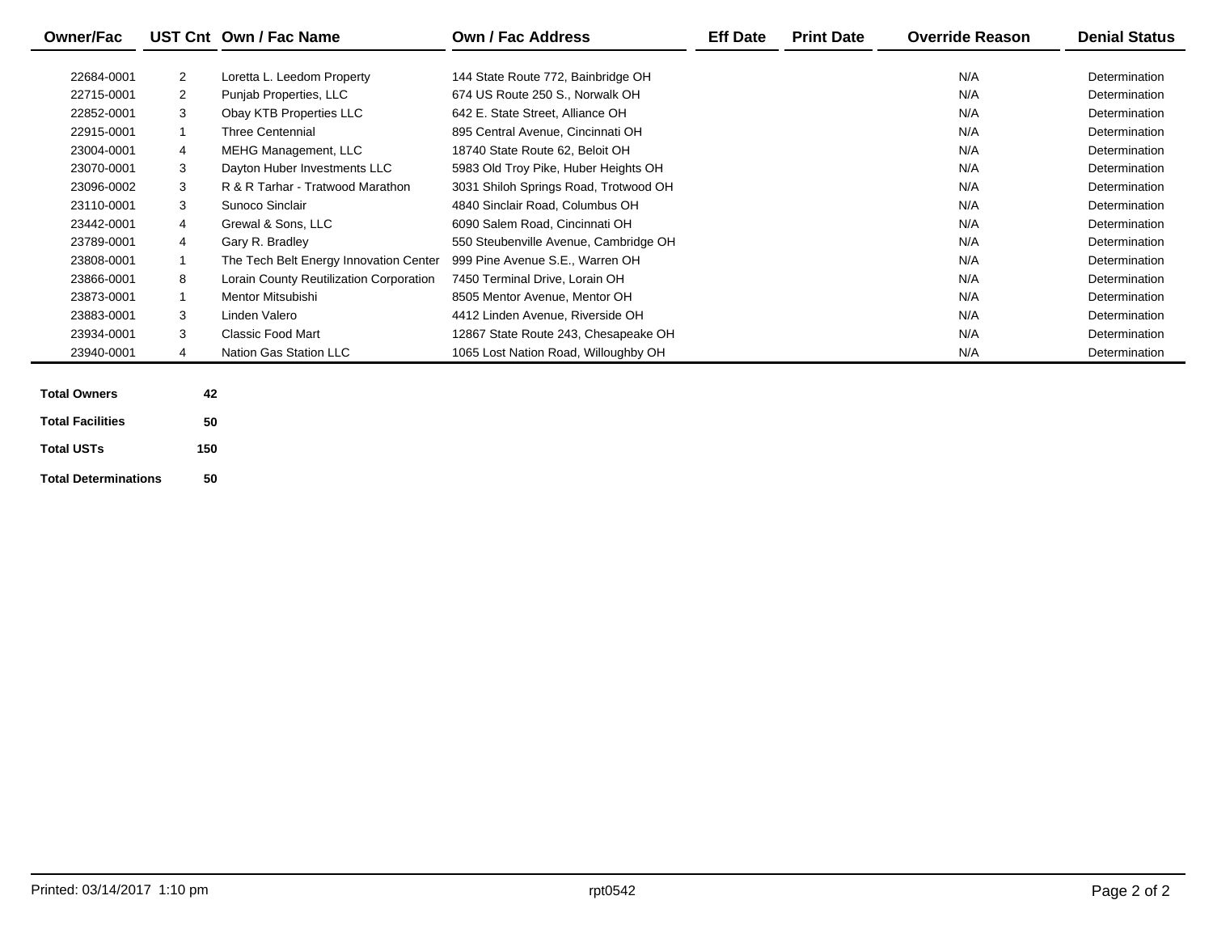| Owner/Fac | UST Cnt | Own / Fac Name | Own / Fac Address | Eff Date | Print Date | Override Reason | Denial Status |
|---|---|---|---|---|---|---|---|
| 22684-0001 | 2 | Loretta L. Leedom Property | 144 State Route 772, Bainbridge OH | | | N/A | Determination |
| 22715-0001 | 2 | Punjab Properties, LLC | 674 US Route 250 S., Norwalk OH | | | N/A | Determination |
| 22852-0001 | 3 | Obay KTB Properties LLC | 642 E. State Street, Alliance OH | | | N/A | Determination |
| 22915-0001 | 1 | Three Centennial | 895 Central Avenue, Cincinnati OH | | | N/A | Determination |
| 23004-0001 | 4 | MEHG Management, LLC | 18740 State Route 62, Beloit OH | | | N/A | Determination |
| 23070-0001 | 3 | Dayton Huber Investments LLC | 5983 Old Troy Pike, Huber Heights OH | | | N/A | Determination |
| 23096-0002 | 3 | R & R Tarhar - Tratwood Marathon | 3031 Shiloh Springs Road, Trotwood OH | | | N/A | Determination |
| 23110-0001 | 3 | Sunoco Sinclair | 4840 Sinclair Road, Columbus OH | | | N/A | Determination |
| 23442-0001 | 4 | Grewal & Sons, LLC | 6090 Salem Road, Cincinnati OH | | | N/A | Determination |
| 23789-0001 | 4 | Gary R. Bradley | 550 Steubenville Avenue, Cambridge OH | | | N/A | Determination |
| 23808-0001 | 1 | The Tech Belt Energy Innovation Center | 999 Pine Avenue S.E., Warren OH | | | N/A | Determination |
| 23866-0001 | 8 | Lorain County Reutilization Corporation | 7450 Terminal Drive, Lorain OH | | | N/A | Determination |
| 23873-0001 | 1 | Mentor Mitsubishi | 8505 Mentor Avenue, Mentor OH | | | N/A | Determination |
| 23883-0001 | 3 | Linden Valero | 4412 Linden Avenue, Riverside OH | | | N/A | Determination |
| 23934-0001 | 3 | Classic Food Mart | 12867 State Route 243, Chesapeake OH | | | N/A | Determination |
| 23940-0001 | 4 | Nation Gas Station LLC | 1065 Lost Nation Road, Willoughby OH | | | N/A | Determination |

| | |
|---|---|
| **Total Owners** | **42** |
| **Total Facilities** | **50** |
| **Total USTs** | **150** |
| **Total Determinations** | **50** |

Printed: 03/14/2017 1:10 pm

rpt0542